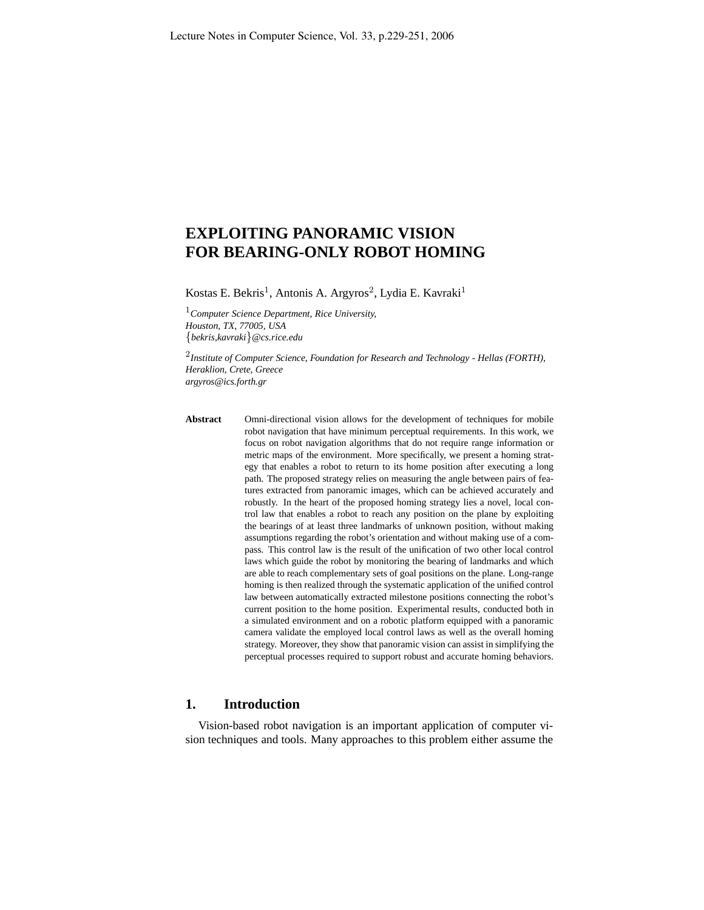# EXPLOITING PANORAMIC VISION FOR BEARING-ONLY ROBOT HOMING

Kostas E. Bekris[1], Antonis A. Argyros[2], Lydia E. Kavraki[1]

[1] *Computer Science Department, Rice University, Houston, TX, 77005, USA*
*{bekris,kavraki}@cs.rice.edu*

[2] *Institute of Computer Science, Foundation for Research and Technology - Hellas (FORTH), Heraklion, Crete, Greece*
*argyros@ics.forth.gr*

**Abstract** Omni-directional vision allows for the development of techniques for mobile robot navigation that have minimum perceptual requirements. In this work, we focus on robot navigation algorithms that do not require range information or metric maps of the environment. More specifically, we present a homing strategy that enables a robot to return to its home position after executing a long path. The proposed strategy relies on measuring the angle between pairs of features extracted from panoramic images, which can be achieved accurately and robustly. In the heart of the proposed homing strategy lies a novel, local control law that enables a robot to reach any position on the plane by exploiting the bearings of at least three landmarks of unknown position, without making assumptions regarding the robot's orientation and without making use of a compass. This control law is the result of the unification of two other local control laws which guide the robot by monitoring the bearing of landmarks and which are able to reach complementary sets of goal positions on the plane. Long-range homing is then realized through the systematic application of the unified control law between automatically extracted milestone positions connecting the robot's current position to the home position. Experimental results, conducted both in a simulated environment and on a robotic platform equipped with a panoramic camera validate the employed local control laws as well as the overall homing strategy. Moreover, they show that panoramic vision can assist in simplifying the perceptual processes required to support robust and accurate homing behaviors.

## 1. Introduction

Vision-based robot navigation is an important application of computer vision techniques and tools. Many approaches to this problem either assume the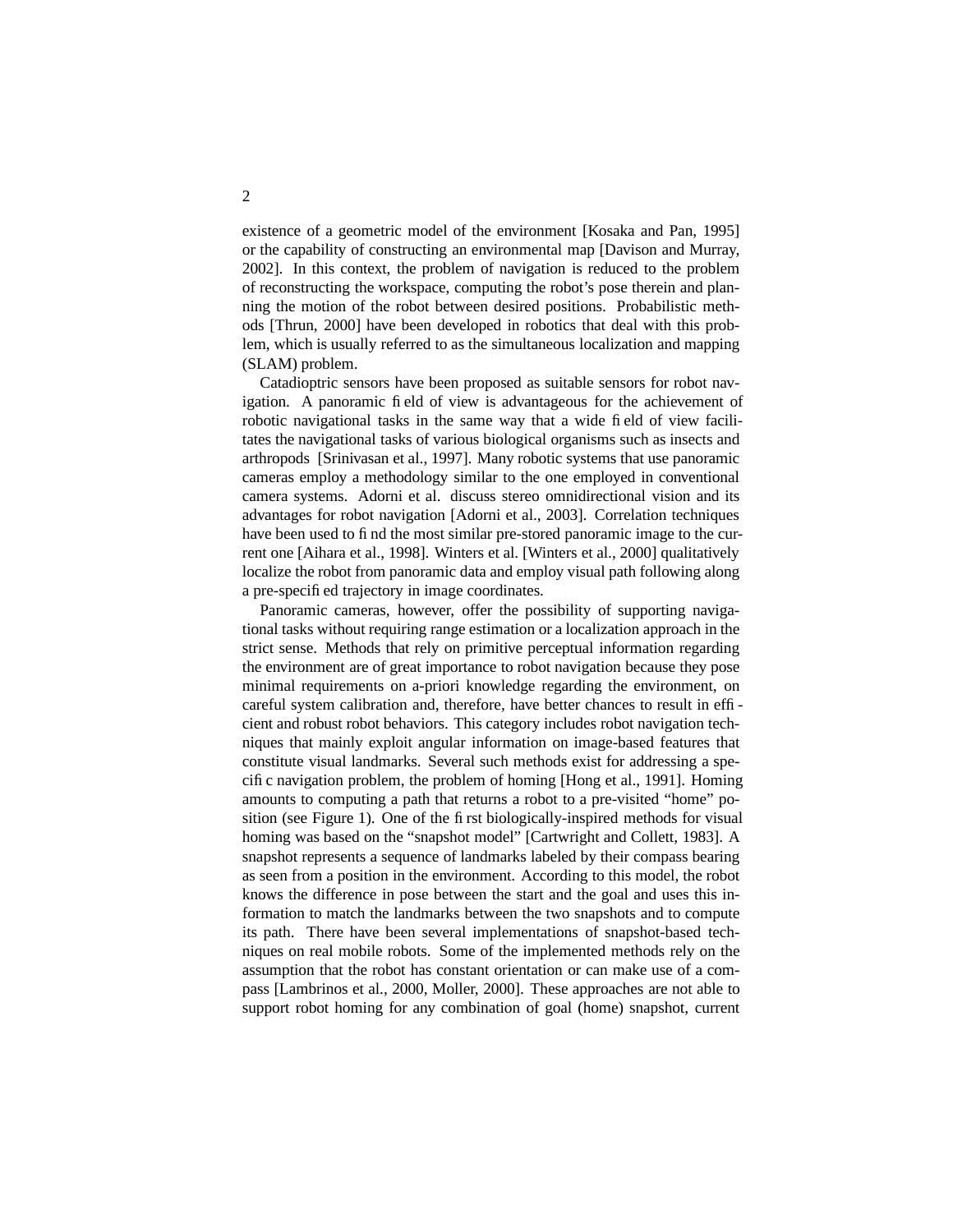existence of a geometric model of the environment [Kosaka and Pan, 1995] or the capability of constructing an environmental map [Davison and Murray, 2002]. In this context, the problem of navigation is reduced to the problem of reconstructing the workspace, computing the robot's pose therein and planning the motion of the robot between desired positions. Probabilistic methods [Thrun, 2000] have been developed in robotics that deal with this problem, which is usually referred to as the simultaneous localization and mapping (SLAM) problem.

Catadioptric sensors have been proposed as suitable sensors for robot navigation. A panoramic field of view is advantageous for the achievement of robotic navigational tasks in the same way that a wide field of view facilitates the navigational tasks of various biological organisms such as insects and arthropods [Srinivasan et al., 1997]. Many robotic systems that use panoramic cameras employ a methodology similar to the one employed in conventional camera systems. Adorni et al. discuss stereo omnidirectional vision and its advantages for robot navigation [Adorni et al., 2003]. Correlation techniques have been used to find the most similar pre-stored panoramic image to the current one [Aihara et al., 1998]. Winters et al. [Winters et al., 2000] qualitatively localize the robot from panoramic data and employ visual path following along a pre-specified trajectory in image coordinates.

Panoramic cameras, however, offer the possibility of supporting navigational tasks without requiring range estimation or a localization approach in the strict sense. Methods that rely on primitive perceptual information regarding the environment are of great importance to robot navigation because they pose minimal requirements on a-priori knowledge regarding the environment, on careful system calibration and, therefore, have better chances to result in efficient and robust robot behaviors. This category includes robot navigation techniques that mainly exploit angular information on image-based features that constitute visual landmarks. Several such methods exist for addressing a specific navigation problem, the problem of homing [Hong et al., 1991]. Homing amounts to computing a path that returns a robot to a pre-visited "home" position (see Figure 1). One of the first biologically-inspired methods for visual homing was based on the "snapshot model" [Cartwright and Collett, 1983]. A snapshot represents a sequence of landmarks labeled by their compass bearing as seen from a position in the environment. According to this model, the robot knows the difference in pose between the start and the goal and uses this information to match the landmarks between the two snapshots and to compute its path. There have been several implementations of snapshot-based techniques on real mobile robots. Some of the implemented methods rely on the assumption that the robot has constant orientation or can make use of a compass [Lambrinos et al., 2000, Moller, 2000]. These approaches are not able to support robot homing for any combination of goal (home) snapshot, current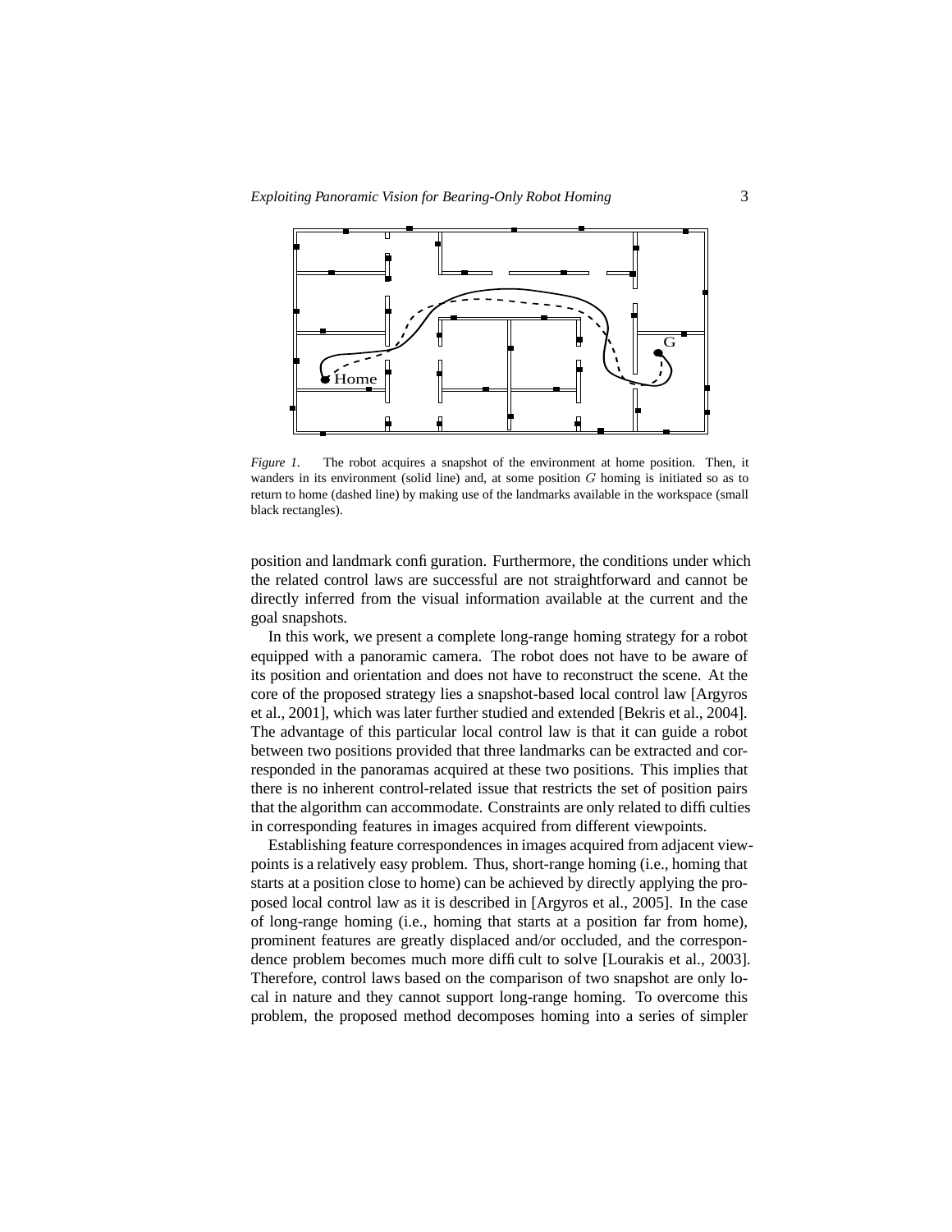*Figure 1.* The robot acquires a snapshot of the environment at home position. Then, it wanders in its environment (solid line) and, at some position $G$ homing is initiated so as to return to home (dashed line) by making use of the landmarks available in the workspace (small black rectangles).

position and landmark configuration. Furthermore, the conditions under which the related control laws are successful are not straightforward and cannot be directly inferred from the visual information available at the current and the goal snapshots.

In this work, we present a complete long-range homing strategy for a robot equipped with a panoramic camera. The robot does not have to be aware of its position and orientation and does not have to reconstruct the scene. At the core of the proposed strategy lies a snapshot-based local control law [Argyros et al., 2001], which was later further studied and extended [Bekris et al., 2004]. The advantage of this particular local control law is that it can guide a robot between two positions provided that three landmarks can be extracted and corresponded in the panoramas acquired at these two positions. This implies that there is no inherent control-related issue that restricts the set of position pairs that the algorithm can accommodate. Constraints are only related to difficulties in corresponding features in images acquired from different viewpoints.

Establishing feature correspondences in images acquired from adjacent viewpoints is a relatively easy problem. Thus, short-range homing (i.e., homing that starts at a position close to home) can be achieved by directly applying the proposed local control law as it is described in [Argyros et al., 2005]. In the case of long-range homing (i.e., homing that starts at a position far from home), prominent features are greatly displaced and/or occluded, and the correspondence problem becomes much more difficult to solve [Lourakis et al., 2003]. Therefore, control laws based on the comparison of two snapshot are only local in nature and they cannot support long-range homing. To overcome this problem, the proposed method decomposes homing into a series of simpler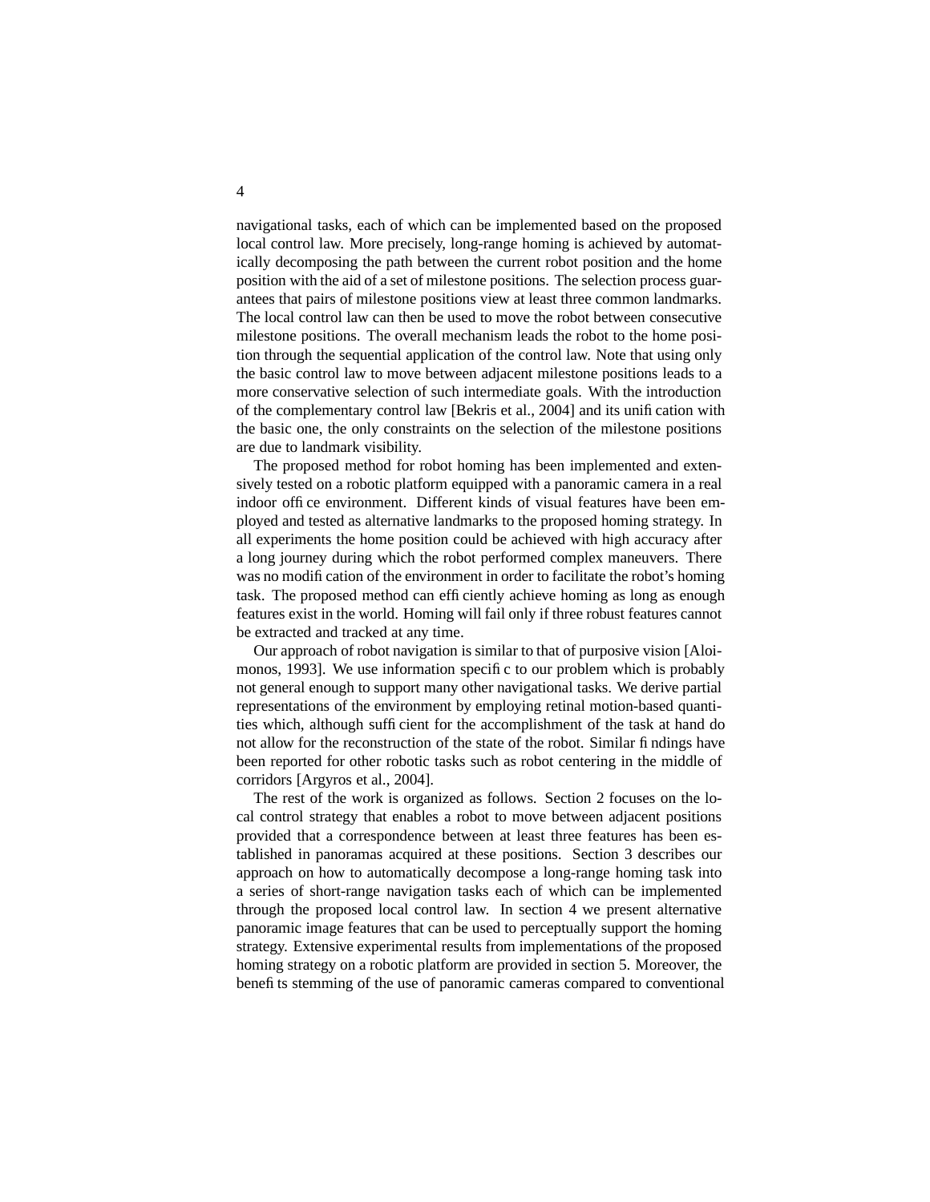navigational tasks, each of which can be implemented based on the proposed local control law. More precisely, long-range homing is achieved by automatically decomposing the path between the current robot position and the home position with the aid of a set of milestone positions. The selection process guarantees that pairs of milestone positions view at least three common landmarks. The local control law can then be used to move the robot between consecutive milestone positions. The overall mechanism leads the robot to the home position through the sequential application of the control law. Note that using only the basic control law to move between adjacent milestone positions leads to a more conservative selection of such intermediate goals. With the introduction of the complementary control law [Bekris et al., 2004] and its unification with the basic one, the only constraints on the selection of the milestone positions are due to landmark visibility.

The proposed method for robot homing has been implemented and extensively tested on a robotic platform equipped with a panoramic camera in a real indoor office environment. Different kinds of visual features have been employed and tested as alternative landmarks to the proposed homing strategy. In all experiments the home position could be achieved with high accuracy after a long journey during which the robot performed complex maneuvers. There was no modification of the environment in order to facilitate the robot's homing task. The proposed method can efficiently achieve homing as long as enough features exist in the world. Homing will fail only if three robust features cannot be extracted and tracked at any time.

Our approach of robot navigation is similar to that of purposive vision [Aloimonos, 1993]. We use information specific to our problem which is probably not general enough to support many other navigational tasks. We derive partial representations of the environment by employing retinal motion-based quantities which, although sufficient for the accomplishment of the task at hand do not allow for the reconstruction of the state of the robot. Similar findings have been reported for other robotic tasks such as robot centering in the middle of corridors [Argyros et al., 2004].

The rest of the work is organized as follows. Section 2 focuses on the local control strategy that enables a robot to move between adjacent positions provided that a correspondence between at least three features has been established in panoramas acquired at these positions. Section 3 describes our approach on how to automatically decompose a long-range homing task into a series of short-range navigation tasks each of which can be implemented through the proposed local control law. In section 4 we present alternative panoramic image features that can be used to perceptually support the homing strategy. Extensive experimental results from implementations of the proposed homing strategy on a robotic platform are provided in section 5. Moreover, the benefits stemming of the use of panoramic cameras compared to conventional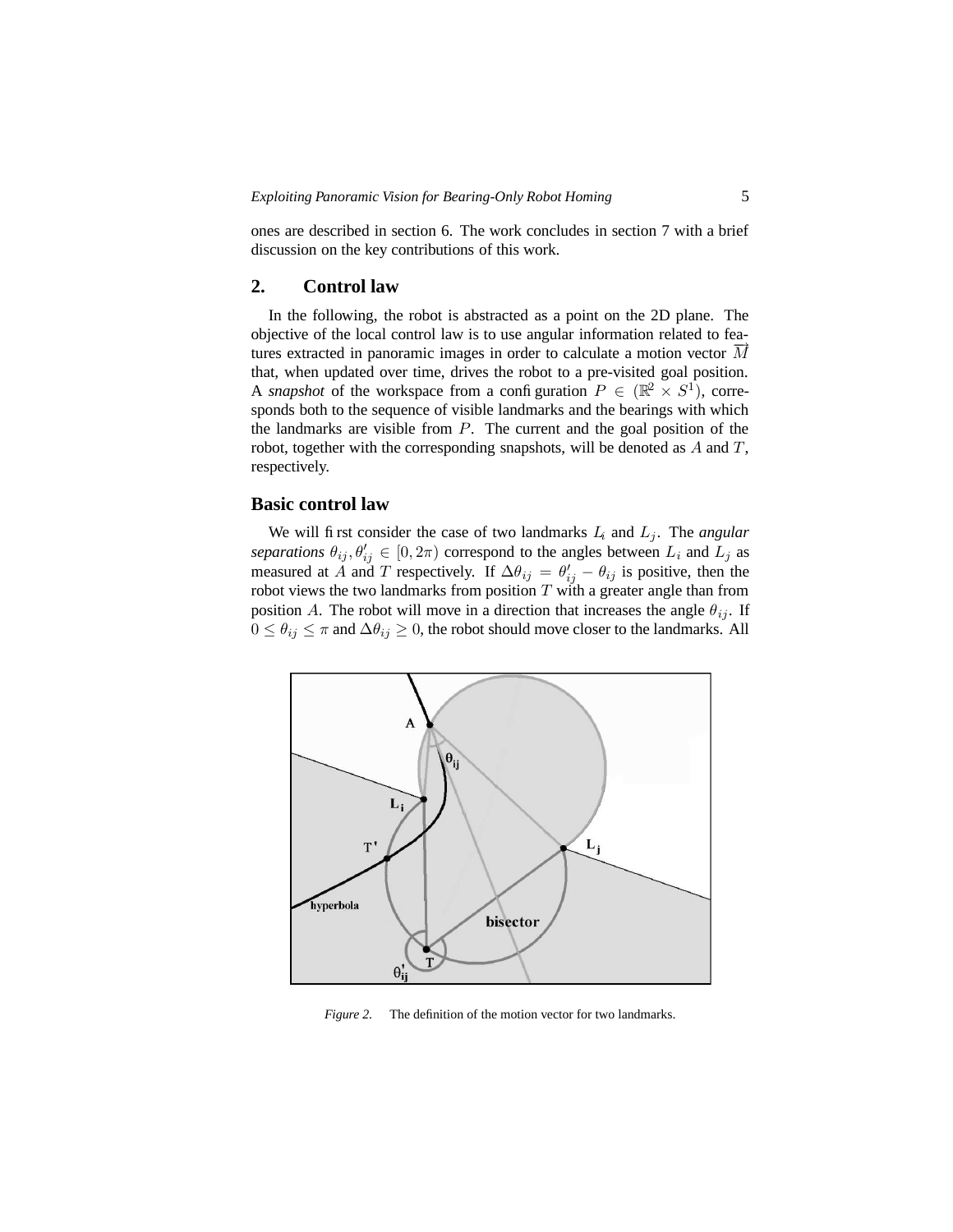ones are described in section 6. The work concludes in section 7 with a brief discussion on the key contributions of this work.

## 2. Control law

In the following, the robot is abstracted as a point on the 2D plane. The objective of the local control law is to use angular information related to features extracted in panoramic images in order to calculate a motion vector $\vec{M}$ that, when updated over time, drives the robot to a pre-visited goal position. A *snapshot* of the workspace from a configuration $P \in (\mathbb{R}^2 \times S^1)$, corresponds both to the sequence of visible landmarks and the bearings with which the landmarks are visible from $P$. The current and the goal position of the robot, together with the corresponding snapshots, will be denoted as $A$ and $T$, respectively.

### Basic control law

We will first consider the case of two landmarks $L_i$ and $L_j$. The *angular separations* $\theta_{ij}, \theta'_{ij} \in [0, 2\pi)$ correspond to the angles between $L_i$ and $L_j$ as measured at $A$ and $T$ respectively. If $\Delta\theta_{ij} = \theta'_{ij} - \theta_{ij}$ is positive, then the robot views the two landmarks from position $T$ with a greater angle than from position $A$. The robot will move in a direction that increases the angle $\theta_{ij}$. If $0 \leq \theta_{ij} \leq \pi$ and $\Delta\theta_{ij} \geq 0$, the robot should move closer to the landmarks. All

*Figure 2.* The definition of the motion vector for two landmarks.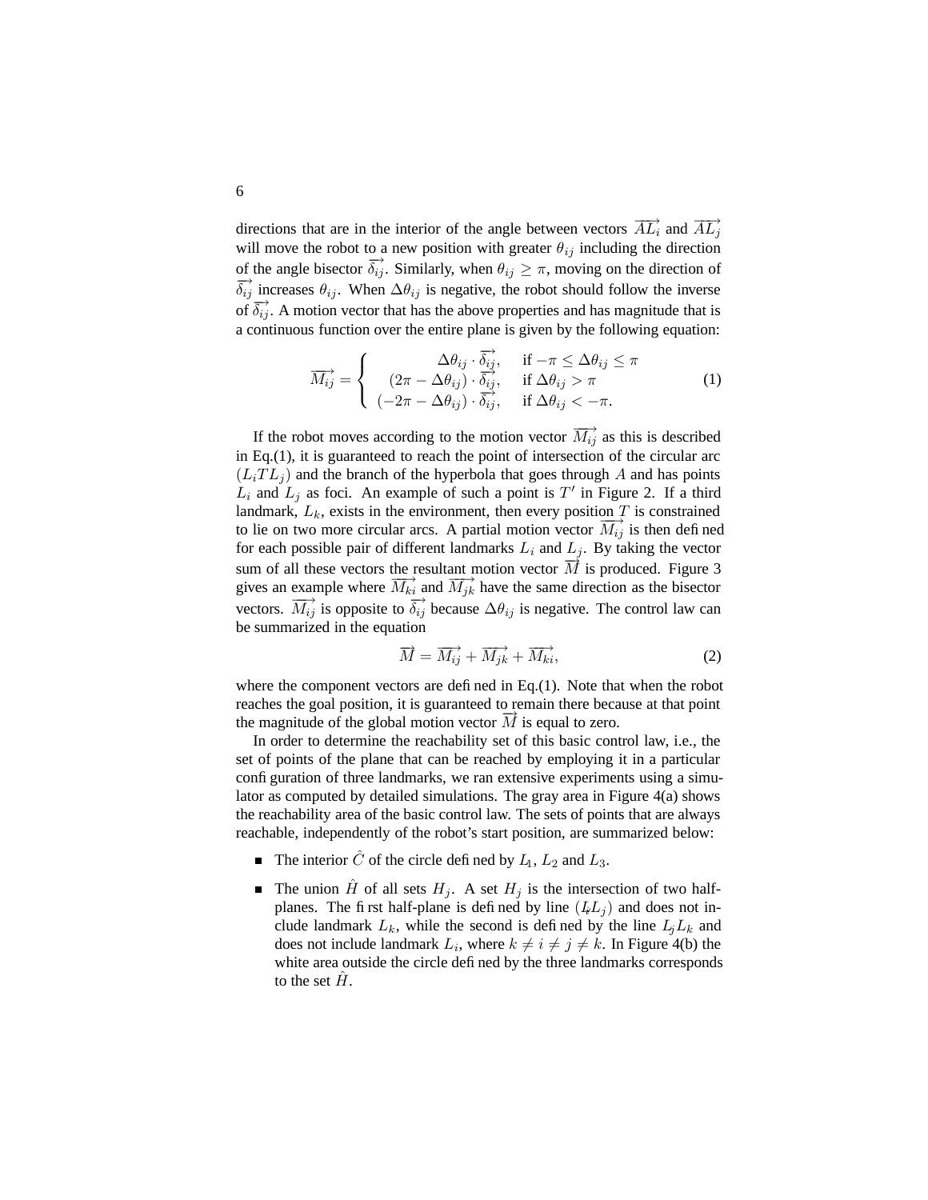directions that are in the interior of the angle between vectors $\overrightarrow{AL_i}$ and $\overrightarrow{AL_j}$ will move the robot to a new position with greater $\theta_{ij}$ including the direction of the angle bisector $\overrightarrow{\delta_{ij}}$. Similarly, when $\theta_{ij} \geq \pi$, moving on the direction of $\overrightarrow{\delta_{ij}}$ increases $\theta_{ij}$. When $\Delta\theta_{ij}$ is negative, the robot should follow the inverse of $\overrightarrow{\delta_{ij}}$. A motion vector that has the above properties and has magnitude that is a continuous function over the entire plane is given by the following equation:

$$\overrightarrow{M_{ij}} = \begin{cases} \Delta\theta_{ij} \cdot \overrightarrow{\delta_{ij}}, & \text{if } -\pi \leq \Delta\theta_{ij} \leq \pi \\ (2\pi - \Delta\theta_{ij}) \cdot \overrightarrow{\delta_{ij}}, & \text{if } \Delta\theta_{ij} > \pi \\ (-2\pi - \Delta\theta_{ij}) \cdot \overrightarrow{\delta_{ij}}, & \text{if } \Delta\theta_{ij} < -\pi. \end{cases} \tag{1}$$

If the robot moves according to the motion vector $\overrightarrow{M_{ij}}$ as this is described in Eq.(1), it is guaranteed to reach the point of intersection of the circular arc $(L_i T L_j)$ and the branch of the hyperbola that goes through $A$ and has points $L_i$ and $L_j$ as foci. An example of such a point is $T'$ in Figure 2. If a third landmark, $L_k$, exists in the environment, then every position $T$ is constrained to lie on two more circular arcs. A partial motion vector $\overrightarrow{M_{ij}}$ is then defined for each possible pair of different landmarks $L_i$ and $L_j$. By taking the vector sum of all these vectors the resultant motion vector $\overrightarrow{M}$ is produced. Figure 3 gives an example where $\overrightarrow{M_{ki}}$ and $\overrightarrow{M_{jk}}$ have the same direction as the bisector vectors. $\overrightarrow{M_{ij}}$ is opposite to $\overrightarrow{\delta_{ij}}$ because $\Delta\theta_{ij}$ is negative. The control law can be summarized in the equation

$$\overrightarrow{M} = \overrightarrow{M_{ij}} + \overrightarrow{M_{jk}} + \overrightarrow{M_{ki}}, \tag{2}$$

where the component vectors are defined in Eq.(1). Note that when the robot reaches the goal position, it is guaranteed to remain there because at that point the magnitude of the global motion vector $\overrightarrow{M}$ is equal to zero.

In order to determine the reachability set of this basic control law, i.e., the set of points of the plane that can be reached by employing it in a particular configuration of three landmarks, we ran extensive experiments using a simulator as computed by detailed simulations. The gray area in Figure 4(a) shows the reachability area of the basic control law. The sets of points that are always reachable, independently of the robot's start position, are summarized below:

- The interior $\hat{C}$ of the circle defined by $L_1$, $L_2$ and $L_3$.
- The union $\hat{H}$ of all sets $H_j$. A set $H_j$ is the intersection of two half-planes. The first half-plane is defined by line $(L_i L_j)$ and does not include landmark $L_k$, while the second is defined by the line $L_j L_k$ and does not include landmark $L_i$, where $k \neq i \neq j \neq k$. In Figure 4(b) the white area outside the circle defined by the three landmarks corresponds to the set $\hat{H}$.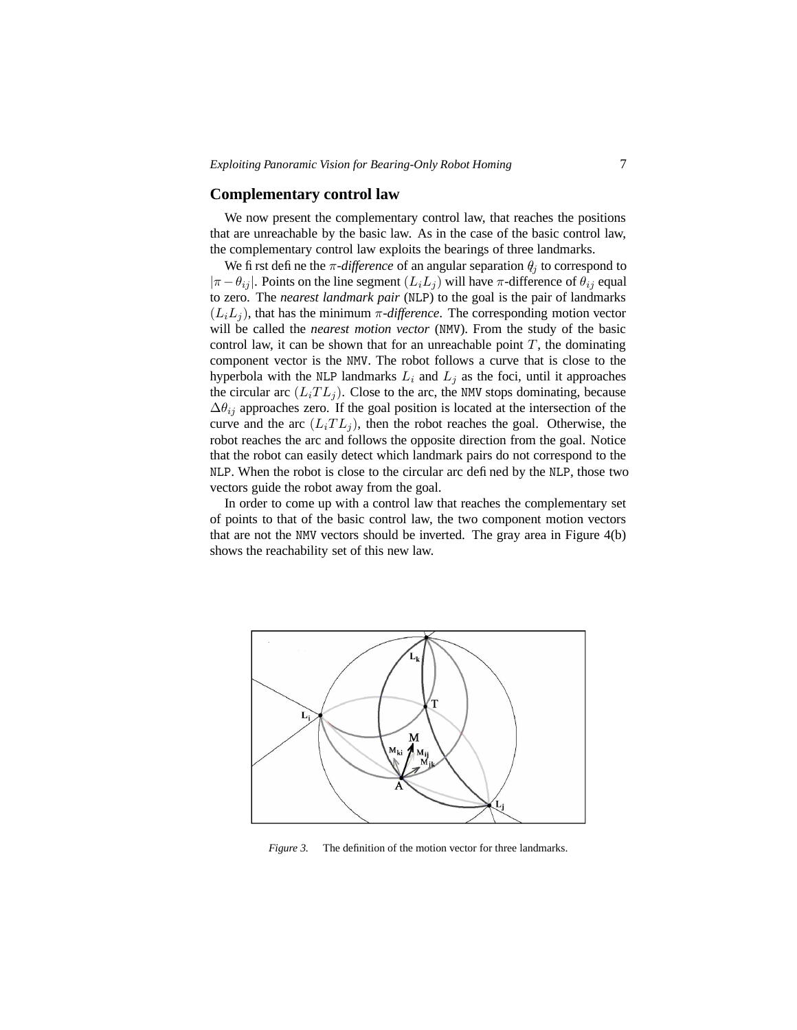## Complementary control law

We now present the complementary control law, that reaches the positions that are unreachable by the basic law. As in the case of the basic control law, the complementary control law exploits the bearings of three landmarks.

We first define the $\pi$*-difference* of an angular separation $\theta_j$ to correspond to $|\pi - \theta_{ij}|$. Points on the line segment $(L_i L_j)$ will have $\pi$-difference of $\theta_{ij}$ equal to zero. The *nearest landmark pair* (NLP) to the goal is the pair of landmarks $(L_i L_j)$, that has the minimum $\pi$*-difference*. The corresponding motion vector will be called the *nearest motion vector* (NMV). From the study of the basic control law, it can be shown that for an unreachable point $T$, the dominating component vector is the NMV. The robot follows a curve that is close to the hyperbola with the NLP landmarks $L_i$ and $L_j$ as the foci, until it approaches the circular arc $(L_i T L_j)$. Close to the arc, the NMV stops dominating, because $\Delta\theta_{ij}$ approaches zero. If the goal position is located at the intersection of the curve and the arc $(L_i T L_j)$, then the robot reaches the goal. Otherwise, the robot reaches the arc and follows the opposite direction from the goal. Notice that the robot can easily detect which landmark pairs do not correspond to the NLP. When the robot is close to the circular arc defined by the NLP, those two vectors guide the robot away from the goal.

In order to come up with a control law that reaches the complementary set of points to that of the basic control law, the two component motion vectors that are not the NMV vectors should be inverted. The gray area in Figure 4(b) shows the reachability set of this new law.

*Figure 3.* The definition of the motion vector for three landmarks.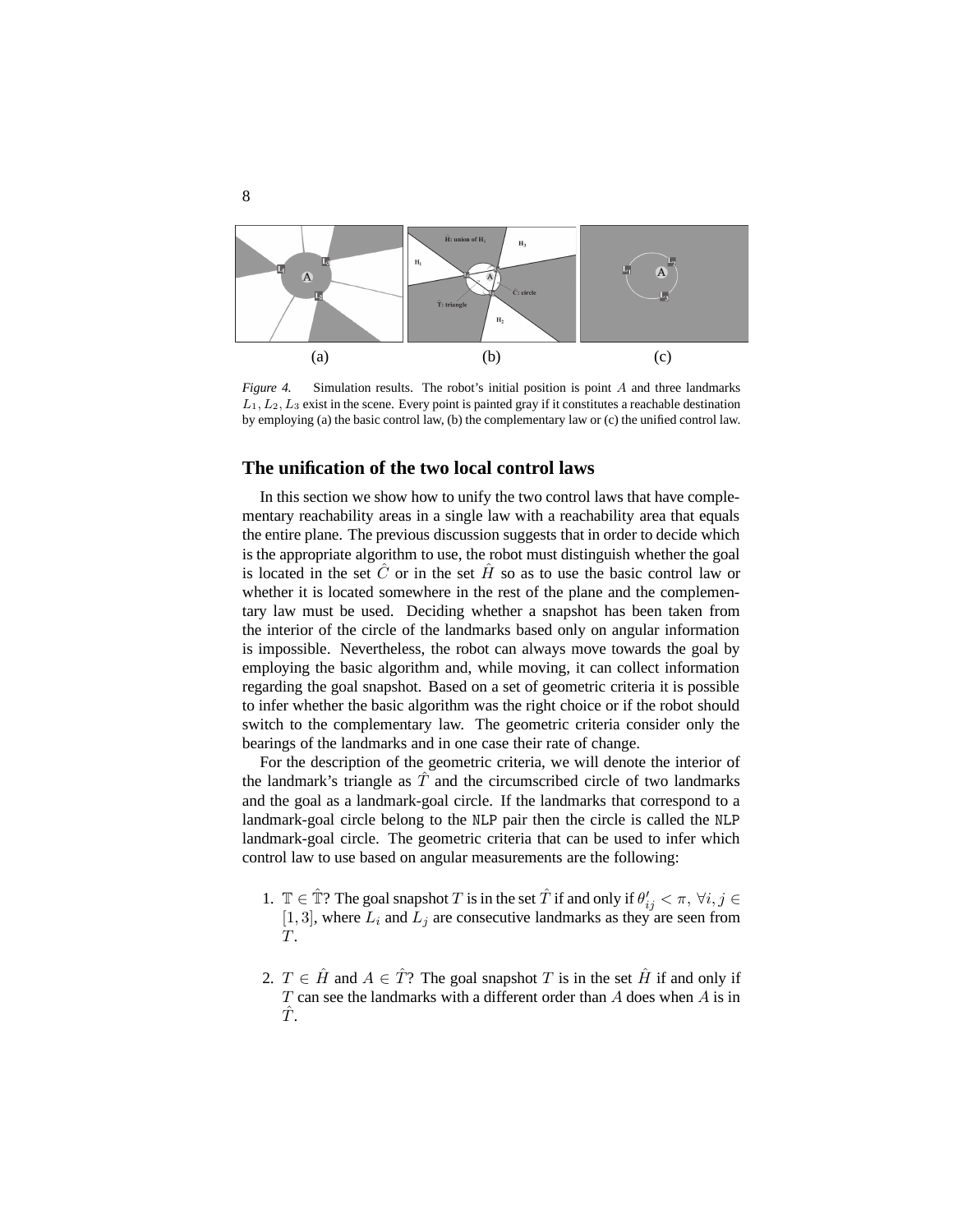(a) (b) (c)

*Figure 4.* Simulation results. The robot's initial position is point $A$ and three landmarks $L_1, L_2, L_3$ exist in the scene. Every point is painted gray if it constitutes a reachable destination by employing (a) the basic control law, (b) the complementary law or (c) the unified control law.

## The unification of the two local control laws

In this section we show how to unify the two control laws that have complementary reachability areas in a single law with a reachability area that equals the entire plane. The previous discussion suggests that in order to decide which is the appropriate algorithm to use, the robot must distinguish whether the goal is located in the set $\hat{C}$ or in the set $\hat{H}$ so as to use the basic control law or whether it is located somewhere in the rest of the plane and the complementary law must be used. Deciding whether a snapshot has been taken from the interior of the circle of the landmarks based only on angular information is impossible. Nevertheless, the robot can always move towards the goal by employing the basic algorithm and, while moving, it can collect information regarding the goal snapshot. Based on a set of geometric criteria it is possible to infer whether the basic algorithm was the right choice or if the robot should switch to the complementary law. The geometric criteria consider only the bearings of the landmarks and in one case their rate of change.

For the description of the geometric criteria, we will denote the interior of the landmark's triangle as $\hat{T}$ and the circumscribed circle of two landmarks and the goal as a landmark-goal circle. If the landmarks that correspond to a landmark-goal circle belong to the NLP pair then the circle is called the NLP landmark-goal circle. The geometric criteria that can be used to infer which control law to use based on angular measurements are the following:

1. $\mathbb{T} \in \hat{\mathbb{T}}$? The goal snapshot $T$ is in the set $\hat{T}$ if and only if $\theta'_{ij} < \pi, \forall i, j \in [1, 3]$, where $L_i$ and $L_j$ are consecutive landmarks as they are seen from $T$.

2. $T \in \hat{H}$ and $A \in \hat{T}$? The goal snapshot $T$ is in the set $\hat{H}$ if and only if $T$ can see the landmarks with a different order than $A$ does when $A$ is in $\hat{T}$.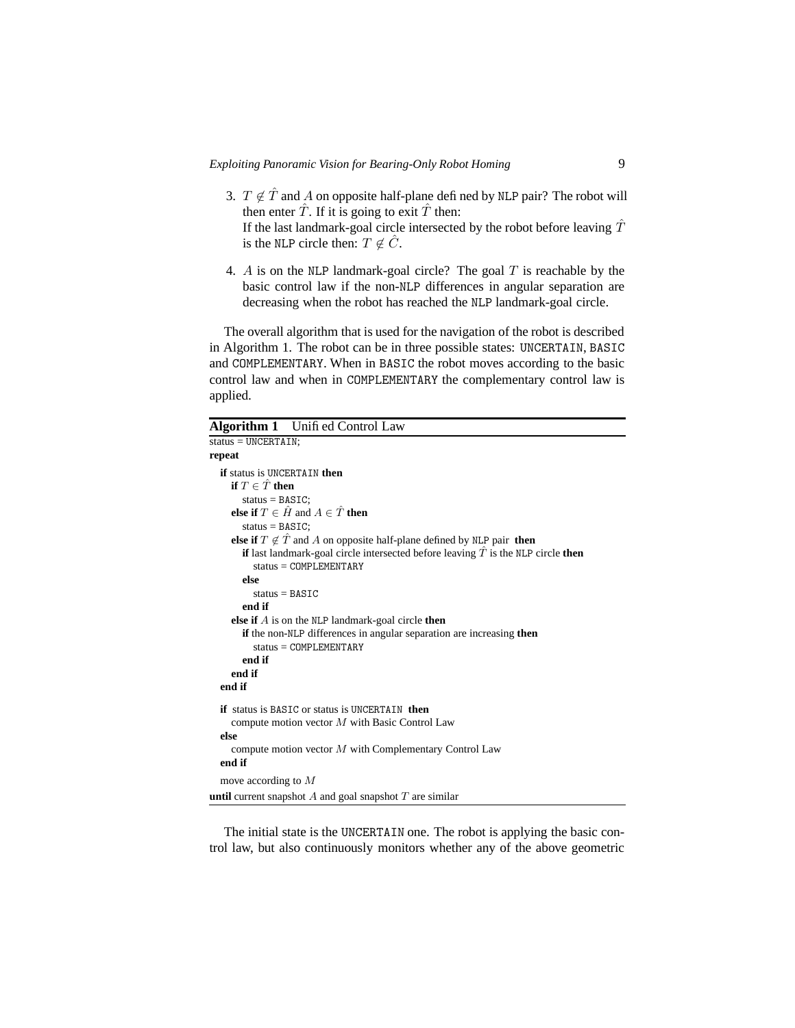3. $T \notin \hat{T}$ and $A$ on opposite half-plane defined by NLP pair? The robot will then enter $\hat{T}$. If it is going to exit $\hat{T}$ then:
   If the last landmark-goal circle intersected by the robot before leaving $\hat{T}$ is the NLP circle then: $T \notin \hat{C}$.

4. $A$ is on the NLP landmark-goal circle? The goal $T$ is reachable by the basic control law if the non-NLP differences in angular separation are decreasing when the robot has reached the NLP landmark-goal circle.

The overall algorithm that is used for the navigation of the robot is described in Algorithm 1. The robot can be in three possible states: UNCERTAIN, BASIC and COMPLEMENTARY. When in BASIC the robot moves according to the basic control law and when in COMPLEMENTARY the complementary control law is applied.

**Algorithm 1** Unified Control Law

```
status = UNCERTAIN;
repeat
  if status is UNCERTAIN then
    if T ∈ T̂ then
      status = BASIC;
    else if T ∈ Ĥ and A ∈ T̂ then
      status = BASIC;
    else if T ∉ T̂ and A on opposite half-plane defined by NLP pair then
      if last landmark-goal circle intersected before leaving T̂ is the NLP circle then
        status = COMPLEMENTARY
      else
        status = BASIC
      end if
    else if A is on the NLP landmark-goal circle then
      if the non-NLP differences in angular separation are increasing then
        status = COMPLEMENTARY
      end if
    end if
  end if

  if status is BASIC or status is UNCERTAIN then
    compute motion vector M with Basic Control Law
  else
    compute motion vector M with Complementary Control Law
  end if
  move according to M
until current snapshot A and goal snapshot T are similar
```

The initial state is the UNCERTAIN one. The robot is applying the basic control law, but also continuously monitors whether any of the above geometric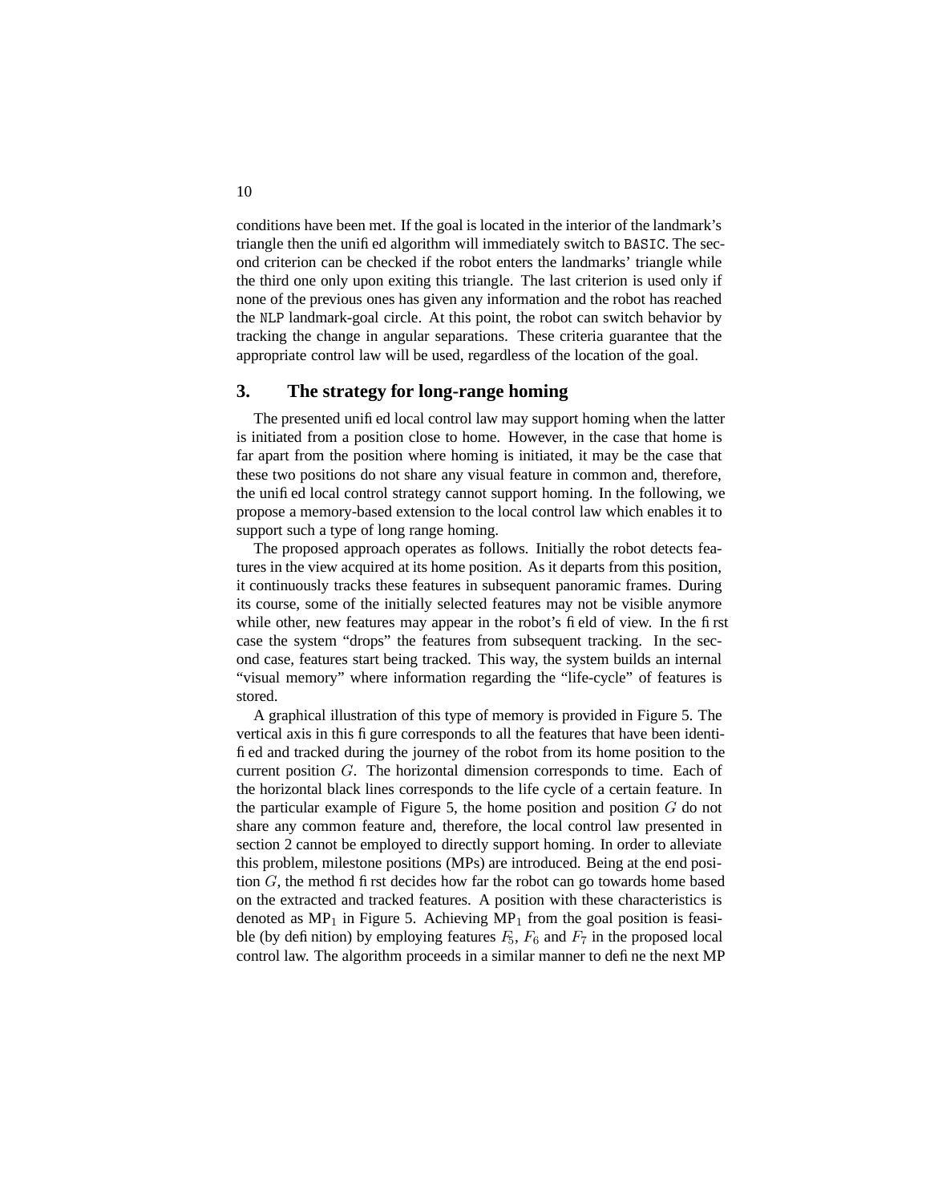conditions have been met. If the goal is located in the interior of the landmark's triangle then the unified algorithm will immediately switch to BASIC. The second criterion can be checked if the robot enters the landmarks' triangle while the third one only upon exiting this triangle. The last criterion is used only if none of the previous ones has given any information and the robot has reached the NLP landmark-goal circle. At this point, the robot can switch behavior by tracking the change in angular separations. These criteria guarantee that the appropriate control law will be used, regardless of the location of the goal.

## 3. The strategy for long-range homing

The presented unified local control law may support homing when the latter is initiated from a position close to home. However, in the case that home is far apart from the position where homing is initiated, it may be the case that these two positions do not share any visual feature in common and, therefore, the unified local control strategy cannot support homing. In the following, we propose a memory-based extension to the local control law which enables it to support such a type of long range homing.

The proposed approach operates as follows. Initially the robot detects features in the view acquired at its home position. As it departs from this position, it continuously tracks these features in subsequent panoramic frames. During its course, some of the initially selected features may not be visible anymore while other, new features may appear in the robot's field of view. In the first case the system "drops" the features from subsequent tracking. In the second case, features start being tracked. This way, the system builds an internal "visual memory" where information regarding the "life-cycle" of features is stored.

A graphical illustration of this type of memory is provided in Figure 5. The vertical axis in this figure corresponds to all the features that have been identified and tracked during the journey of the robot from its home position to the current position $G$. The horizontal dimension corresponds to time. Each of the horizontal black lines corresponds to the life cycle of a certain feature. In the particular example of Figure 5, the home position and position $G$ do not share any common feature and, therefore, the local control law presented in section 2 cannot be employed to directly support homing. In order to alleviate this problem, milestone positions (MPs) are introduced. Being at the end position $G$, the method first decides how far the robot can go towards home based on the extracted and tracked features. A position with these characteristics is denoted as $\text{MP}_1$ in Figure 5. Achieving $\text{MP}_1$ from the goal position is feasible (by definition) by employing features $F_5$, $F_6$ and $F_7$ in the proposed local control law. The algorithm proceeds in a similar manner to define the next MP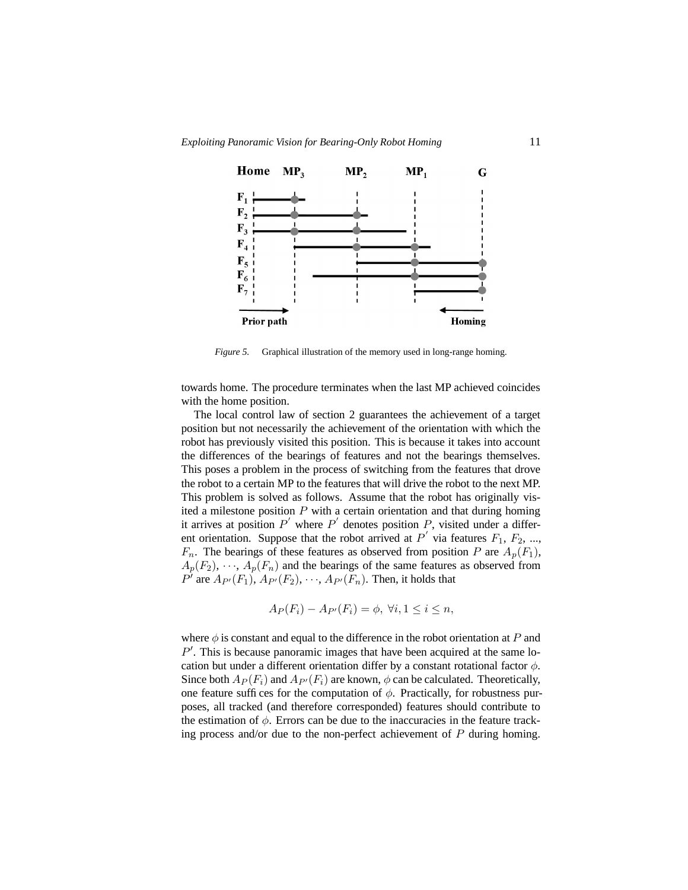*Figure 5.* Graphical illustration of the memory used in long-range homing.

towards home. The procedure terminates when the last MP achieved coincides with the home position.

The local control law of section 2 guarantees the achievement of a target position but not necessarily the achievement of the orientation with which the robot has previously visited this position. This is because it takes into account the differences of the bearings of features and not the bearings themselves. This poses a problem in the process of switching from the features that drove the robot to a certain MP to the features that will drive the robot to the next MP. This problem is solved as follows. Assume that the robot has originally visited a milestone position $P$ with a certain orientation and that during homing it arrives at position $P^{'}$ where $P^{'}$ denotes position $P$, visited under a different orientation. Suppose that the robot arrived at $P^{'}$ via features $F_1$, $F_2$, ..., $F_n$. The bearings of these features as observed from position $P$ are $A_p(F_1)$, $A_p(F_2)$, $\cdots$, $A_p(F_n)$ and the bearings of the same features as observed from $P^{'}$ are $A_{P'}(F_1)$, $A_{P'}(F_2)$, $\cdots$, $A_{P'}(F_n)$. Then, it holds that

$$A_P(F_i) - A_{P'}(F_i) = \phi, \; \forall i, 1 \leq i \leq n,$$

where $\phi$ is constant and equal to the difference in the robot orientation at $P$ and $P'$. This is because panoramic images that have been acquired at the same location but under a different orientation differ by a constant rotational factor $\phi$. Since both $A_P(F_i)$ and $A_{P'}(F_i)$ are known, $\phi$ can be calculated. Theoretically, one feature suffices for the computation of $\phi$. Practically, for robustness purposes, all tracked (and therefore corresponded) features should contribute to the estimation of $\phi$. Errors can be due to the inaccuracies in the feature tracking process and/or due to the non-perfect achievement of $P$ during homing.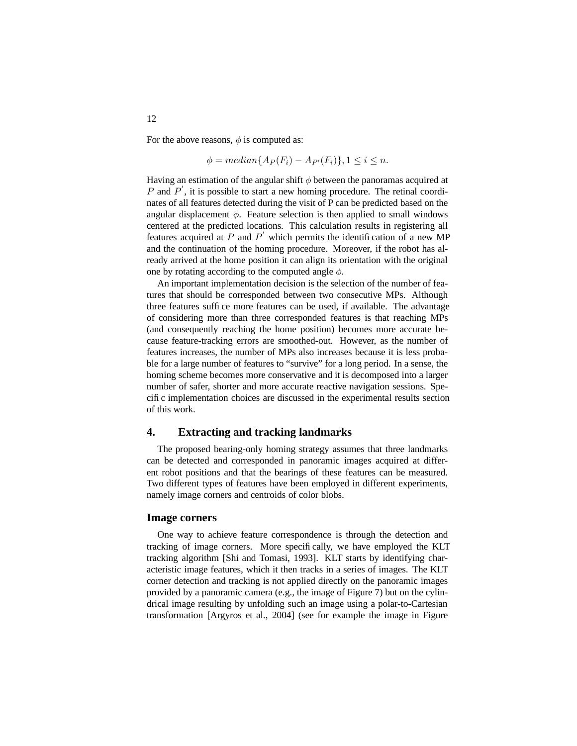For the above reasons, $\phi$ is computed as:

$$\phi = median\{A_P(F_i) - A_{P'}(F_i)\}, 1 \leq i \leq n.$$

Having an estimation of the angular shift $\phi$ between the panoramas acquired at $P$ and $P'$, it is possible to start a new homing procedure. The retinal coordinates of all features detected during the visit of P can be predicted based on the angular displacement $\phi$. Feature selection is then applied to small windows centered at the predicted locations. This calculation results in registering all features acquired at $P$ and $P'$ which permits the identification of a new MP and the continuation of the homing procedure. Moreover, if the robot has already arrived at the home position it can align its orientation with the original one by rotating according to the computed angle $\phi$.

An important implementation decision is the selection of the number of features that should be corresponded between two consecutive MPs. Although three features suffice more features can be used, if available. The advantage of considering more than three corresponded features is that reaching MPs (and consequently reaching the home position) becomes more accurate because feature-tracking errors are smoothed-out. However, as the number of features increases, the number of MPs also increases because it is less probable for a large number of features to "survive" for a long period. In a sense, the homing scheme becomes more conservative and it is decomposed into a larger number of safer, shorter and more accurate reactive navigation sessions. Specific implementation choices are discussed in the experimental results section of this work.

## 4. Extracting and tracking landmarks

The proposed bearing-only homing strategy assumes that three landmarks can be detected and corresponded in panoramic images acquired at different robot positions and that the bearings of these features can be measured. Two different types of features have been employed in different experiments, namely image corners and centroids of color blobs.

### Image corners

One way to achieve feature correspondence is through the detection and tracking of image corners. More specifically, we have employed the KLT tracking algorithm [Shi and Tomasi, 1993]. KLT starts by identifying characteristic image features, which it then tracks in a series of images. The KLT corner detection and tracking is not applied directly on the panoramic images provided by a panoramic camera (e.g., the image of Figure 7) but on the cylindrical image resulting by unfolding such an image using a polar-to-Cartesian transformation [Argyros et al., 2004] (see for example the image in Figure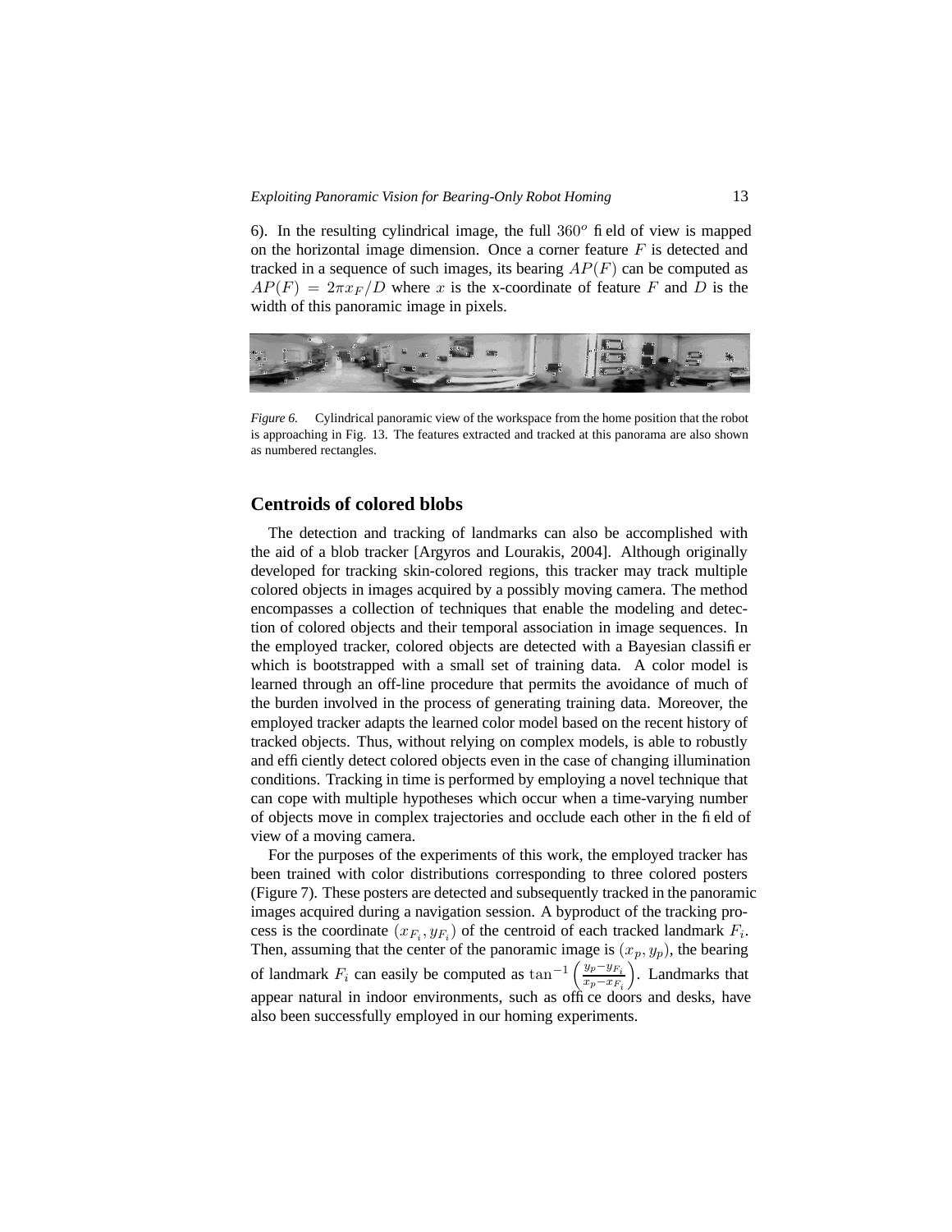6). In the resulting cylindrical image, the full $360^o$ field of view is mapped on the horizontal image dimension. Once a corner feature $F$ is detected and tracked in a sequence of such images, its bearing $AP(F)$ can be computed as $AP(F) = 2\pi x_F/D$ where $x$ is the x-coordinate of feature $F$ and $D$ is the width of this panoramic image in pixels.

*Figure 6.* Cylindrical panoramic view of the workspace from the home position that the robot is approaching in Fig. 13. The features extracted and tracked at this panorama are also shown as numbered rectangles.

## Centroids of colored blobs

The detection and tracking of landmarks can also be accomplished with the aid of a blob tracker [Argyros and Lourakis, 2004]. Although originally developed for tracking skin-colored regions, this tracker may track multiple colored objects in images acquired by a possibly moving camera. The method encompasses a collection of techniques that enable the modeling and detection of colored objects and their temporal association in image sequences. In the employed tracker, colored objects are detected with a Bayesian classifier which is bootstrapped with a small set of training data. A color model is learned through an off-line procedure that permits the avoidance of much of the burden involved in the process of generating training data. Moreover, the employed tracker adapts the learned color model based on the recent history of tracked objects. Thus, without relying on complex models, is able to robustly and efficiently detect colored objects even in the case of changing illumination conditions. Tracking in time is performed by employing a novel technique that can cope with multiple hypotheses which occur when a time-varying number of objects move in complex trajectories and occlude each other in the field of view of a moving camera.

For the purposes of the experiments of this work, the employed tracker has been trained with color distributions corresponding to three colored posters (Figure 7). These posters are detected and subsequently tracked in the panoramic images acquired during a navigation session. A byproduct of the tracking process is the coordinate $(x_{F_i}, y_{F_i})$ of the centroid of each tracked landmark $F_i$. Then, assuming that the center of the panoramic image is $(x_p, y_p)$, the bearing of landmark $F_i$ can easily be computed as $\tan^{-1}\left(\frac{y_p - y_{F_i}}{x_p - x_{F_i}}\right)$. Landmarks that appear natural in indoor environments, such as office doors and desks, have also been successfully employed in our homing experiments.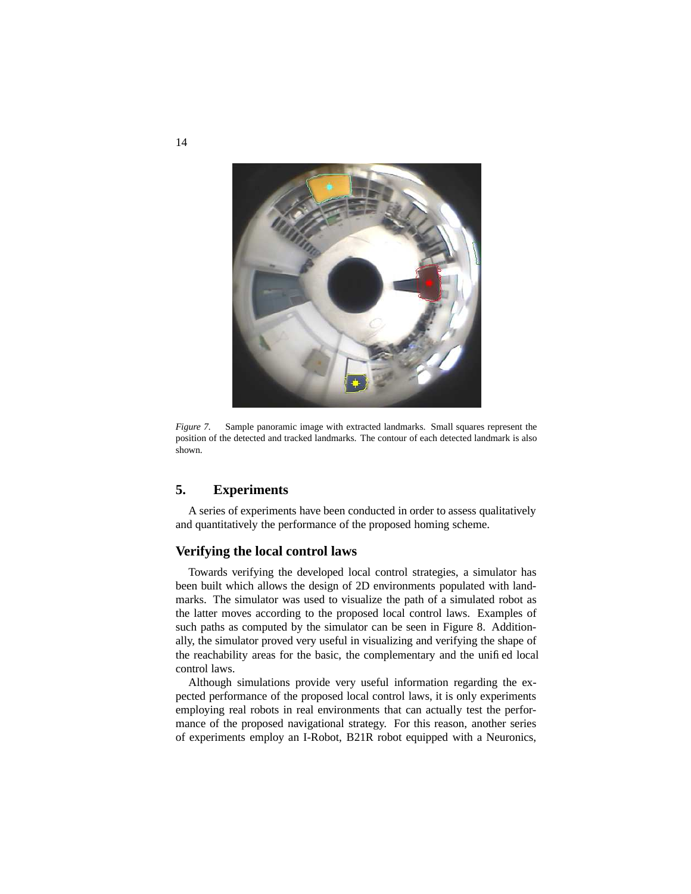*Figure 7.* Sample panoramic image with extracted landmarks. Small squares represent the position of the detected and tracked landmarks. The contour of each detected landmark is also shown.

## 5. Experiments

A series of experiments have been conducted in order to assess qualitatively and quantitatively the performance of the proposed homing scheme.

### Verifying the local control laws

Towards verifying the developed local control strategies, a simulator has been built which allows the design of 2D environments populated with landmarks. The simulator was used to visualize the path of a simulated robot as the latter moves according to the proposed local control laws. Examples of such paths as computed by the simulator can be seen in Figure 8. Additionally, the simulator proved very useful in visualizing and verifying the shape of the reachability areas for the basic, the complementary and the unified local control laws.

Although simulations provide very useful information regarding the expected performance of the proposed local control laws, it is only experiments employing real robots in real environments that can actually test the performance of the proposed navigational strategy. For this reason, another series of experiments employ an I-Robot, B21R robot equipped with a Neuronics,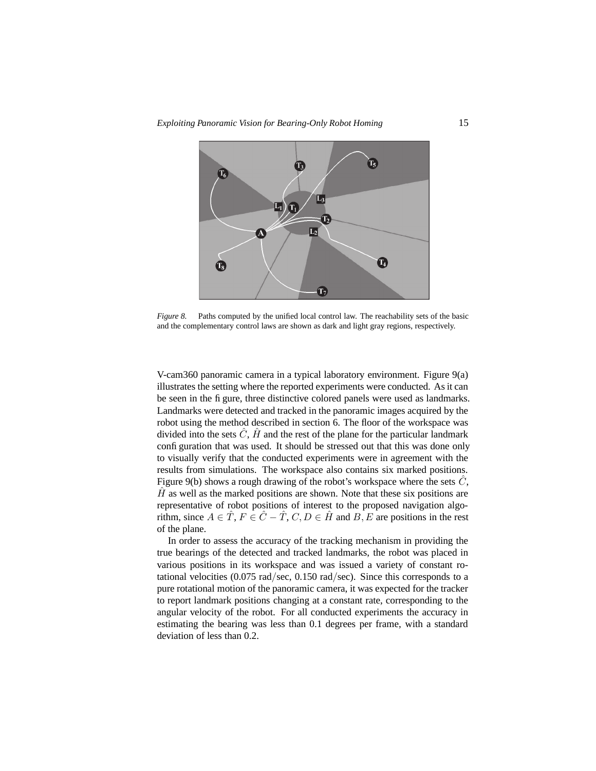*Figure 8.* Paths computed by the unified local control law. The reachability sets of the basic and the complementary control laws are shown as dark and light gray regions, respectively.

V-cam360 panoramic camera in a typical laboratory environment. Figure 9(a) illustrates the setting where the reported experiments were conducted. As it can be seen in the figure, three distinctive colored panels were used as landmarks. Landmarks were detected and tracked in the panoramic images acquired by the robot using the method described in section 6. The floor of the workspace was divided into the sets $\hat{C}$, $\hat{H}$ and the rest of the plane for the particular landmark configuration that was used. It should be stressed out that this was done only to visually verify that the conducted experiments were in agreement with the results from simulations. The workspace also contains six marked positions. Figure 9(b) shows a rough drawing of the robot's workspace where the sets $\hat{C}$, $\hat{H}$ as well as the marked positions are shown. Note that these six positions are representative of robot positions of interest to the proposed navigation algorithm, since $A \in \hat{T}$, $F \in \hat{C} - \hat{T}$, $C, D \in \hat{H}$ and $B, E$ are positions in the rest of the plane.

In order to assess the accuracy of the tracking mechanism in providing the true bearings of the detected and tracked landmarks, the robot was placed in various positions in its workspace and was issued a variety of constant rotational velocities (0.075 rad/sec, 0.150 rad/sec). Since this corresponds to a pure rotational motion of the panoramic camera, it was expected for the tracker to report landmark positions changing at a constant rate, corresponding to the angular velocity of the robot. For all conducted experiments the accuracy in estimating the bearing was less than 0.1 degrees per frame, with a standard deviation of less than 0.2.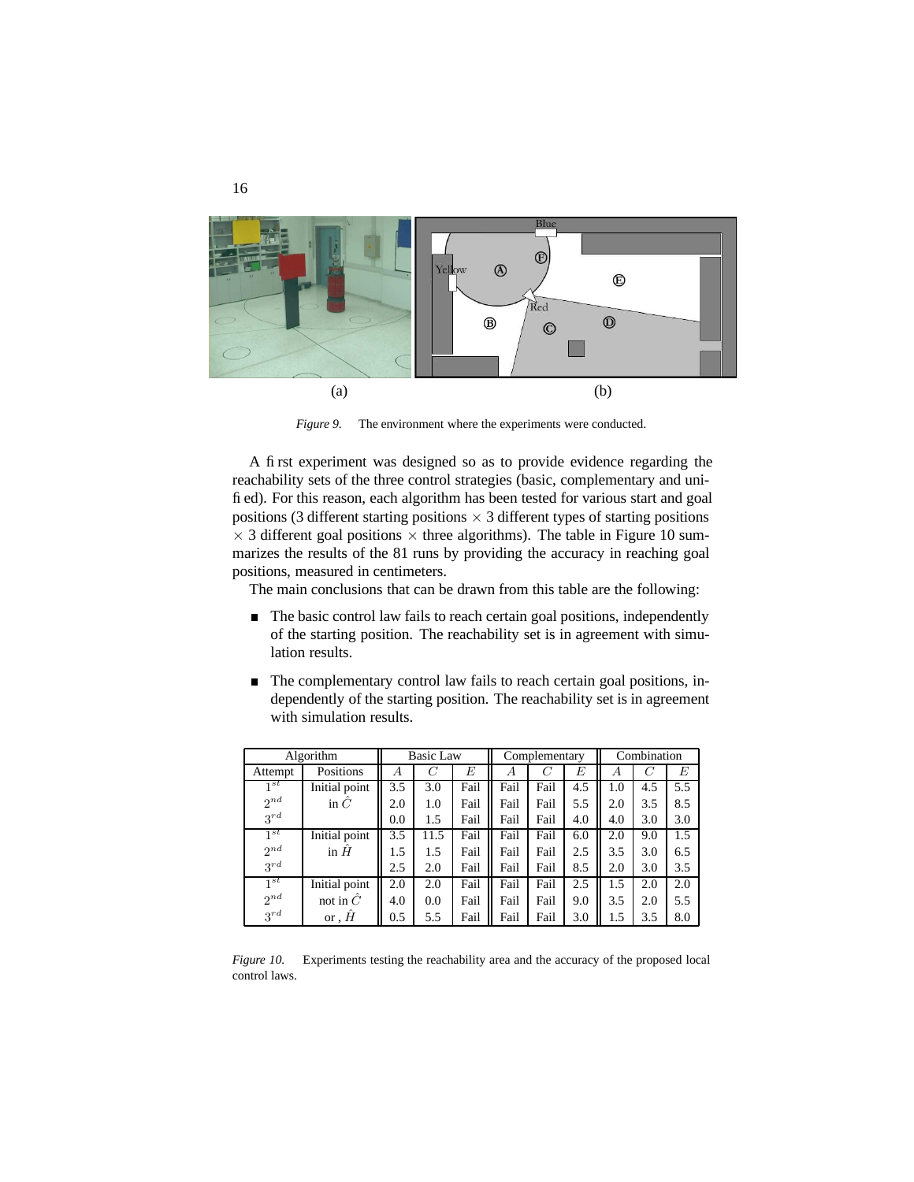(a) (b)

*Figure 9.* The environment where the experiments were conducted.

A first experiment was designed so as to provide evidence regarding the reachability sets of the three control strategies (basic, complementary and unified). For this reason, each algorithm has been tested for various start and goal positions (3 different starting positions $\times$ 3 different types of starting positions $\times$ 3 different goal positions $\times$ three algorithms). The table in Figure 10 summarizes the results of the 81 runs by providing the accuracy in reaching goal positions, measured in centimeters.

The main conclusions that can be drawn from this table are the following:

- The basic control law fails to reach certain goal positions, independently of the starting position. The reachability set is in agreement with simulation results.
- The complementary control law fails to reach certain goal positions, independently of the starting position. The reachability set is in agreement with simulation results.

| Algorithm | | Basic Law | | | Complementary | | | Combination | | |
|---|---|---|---|---|---|---|---|---|---|---|
| Attempt | Positions | $A$ | $C$ | $E$ | $A$ | $C$ | $E$ | $A$ | $C$ | $E$ |
| $1^{st}$ | Initial point | 3.5 | 3.0 | Fail | Fail | Fail | 4.5 | 1.0 | 4.5 | 5.5 |
| $2^{nd}$ | in $\hat{C}$ | 2.0 | 1.0 | Fail | Fail | Fail | 5.5 | 2.0 | 3.5 | 8.5 |
| $3^{rd}$ | | 0.0 | 1.5 | Fail | Fail | Fail | 4.0 | 4.0 | 3.0 | 3.0 |
| $1^{st}$ | Initial point | 3.5 | 11.5 | Fail | Fail | Fail | 6.0 | 2.0 | 9.0 | 1.5 |
| $2^{nd}$ | in $\hat{H}$ | 1.5 | 1.5 | Fail | Fail | Fail | 2.5 | 3.5 | 3.0 | 6.5 |
| $3^{rd}$ | | 2.5 | 2.0 | Fail | Fail | Fail | 8.5 | 2.0 | 3.0 | 3.5 |
| $1^{st}$ | Initial point | 2.0 | 2.0 | Fail | Fail | Fail | 2.5 | 1.5 | 2.0 | 2.0 |
| $2^{nd}$ | not in $\hat{C}$ | 4.0 | 0.0 | Fail | Fail | Fail | 9.0 | 3.5 | 2.0 | 5.5 |
| $3^{rd}$ | or , $\hat{H}$ | 0.5 | 5.5 | Fail | Fail | Fail | 3.0 | 1.5 | 3.5 | 8.0 |

*Figure 10.* Experiments testing the reachability area and the accuracy of the proposed local control laws.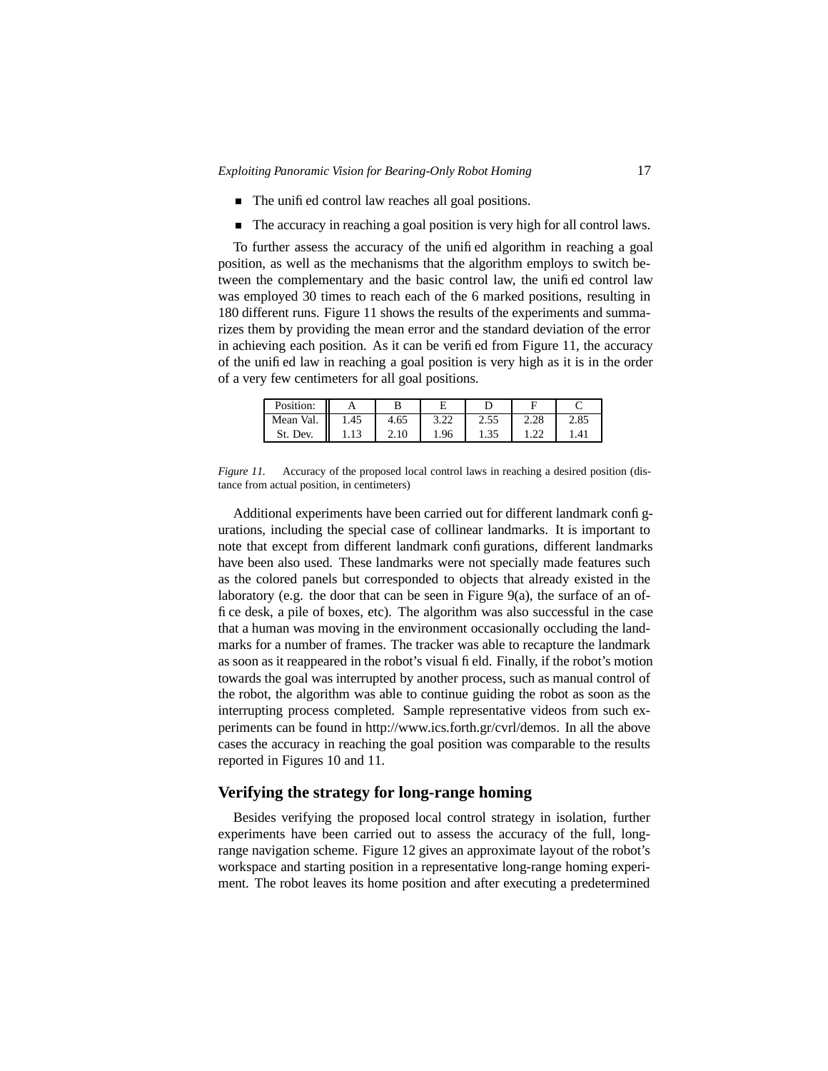- The unified control law reaches all goal positions.
- The accuracy in reaching a goal position is very high for all control laws.

To further assess the accuracy of the unified algorithm in reaching a goal position, as well as the mechanisms that the algorithm employs to switch between the complementary and the basic control law, the unified control law was employed 30 times to reach each of the 6 marked positions, resulting in 180 different runs. Figure 11 shows the results of the experiments and summarizes them by providing the mean error and the standard deviation of the error in achieving each position. As it can be verified from Figure 11, the accuracy of the unified law in reaching a goal position is very high as it is in the order of a very few centimeters for all goal positions.

| Position: | A | B | E | D | F | C |
|---|---|---|---|---|---|---|
| Mean Val. | 1.45 | 4.65 | 3.22 | 2.55 | 2.28 | 2.85 |
| St. Dev. | 1.13 | 2.10 | 1.96 | 1.35 | 1.22 | 1.41 |

*Figure 11.* Accuracy of the proposed local control laws in reaching a desired position (distance from actual position, in centimeters)

Additional experiments have been carried out for different landmark configurations, including the special case of collinear landmarks. It is important to note that except from different landmark configurations, different landmarks have been also used. These landmarks were not specially made features such as the colored panels but corresponded to objects that already existed in the laboratory (e.g. the door that can be seen in Figure 9(a), the surface of an office desk, a pile of boxes, etc). The algorithm was also successful in the case that a human was moving in the environment occasionally occluding the landmarks for a number of frames. The tracker was able to recapture the landmark as soon as it reappeared in the robot's visual field. Finally, if the robot's motion towards the goal was interrupted by another process, such as manual control of the robot, the algorithm was able to continue guiding the robot as soon as the interrupting process completed. Sample representative videos from such experiments can be found in http://www.ics.forth.gr/cvrl/demos. In all the above cases the accuracy in reaching the goal position was comparable to the results reported in Figures 10 and 11.

## Verifying the strategy for long-range homing

Besides verifying the proposed local control strategy in isolation, further experiments have been carried out to assess the accuracy of the full, long-range navigation scheme. Figure 12 gives an approximate layout of the robot's workspace and starting position in a representative long-range homing experiment. The robot leaves its home position and after executing a predetermined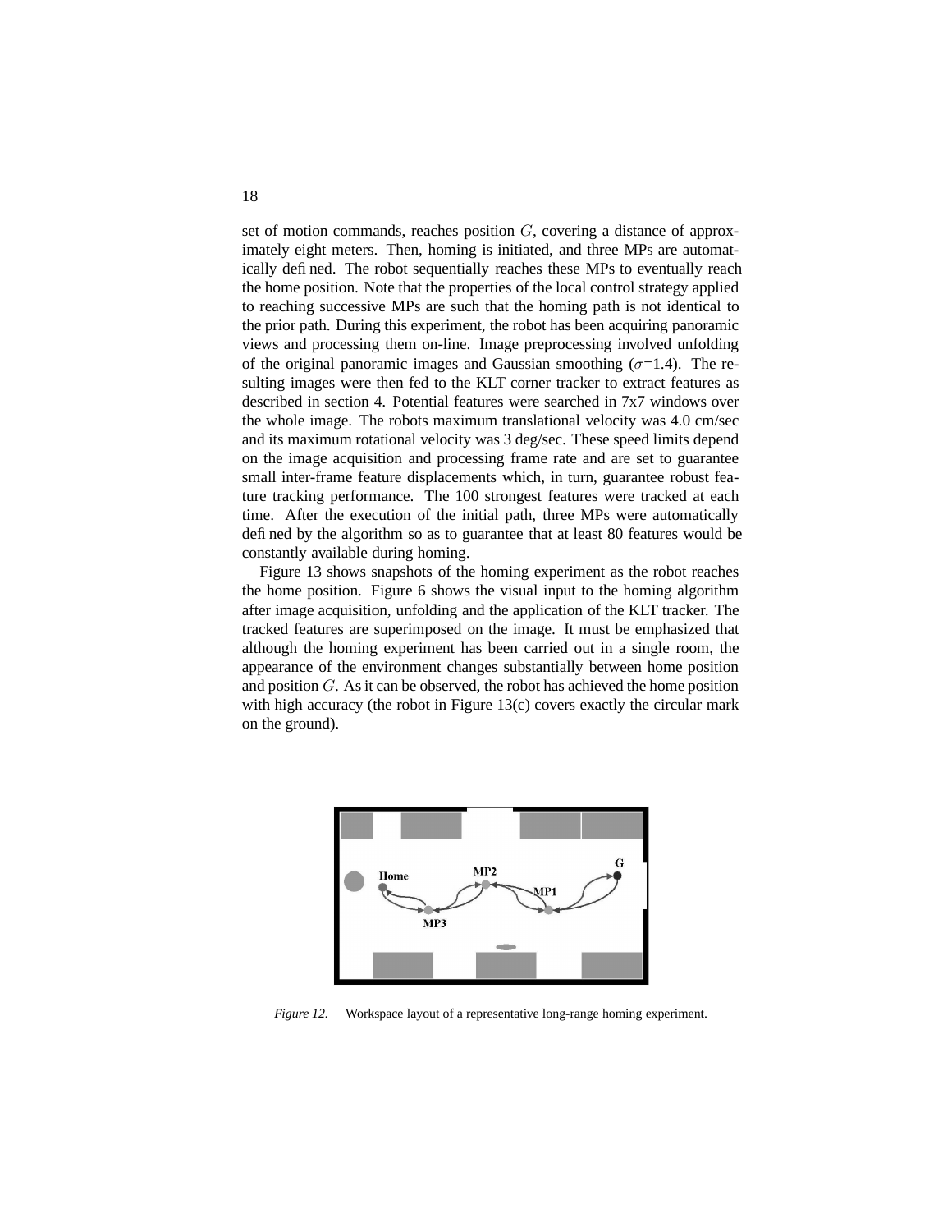set of motion commands, reaches position $G$, covering a distance of approximately eight meters. Then, homing is initiated, and three MPs are automatically defined. The robot sequentially reaches these MPs to eventually reach the home position. Note that the properties of the local control strategy applied to reaching successive MPs are such that the homing path is not identical to the prior path. During this experiment, the robot has been acquiring panoramic views and processing them on-line. Image preprocessing involved unfolding of the original panoramic images and Gaussian smoothing ($\sigma$=1.4). The resulting images were then fed to the KLT corner tracker to extract features as described in section 4. Potential features were searched in 7x7 windows over the whole image. The robots maximum translational velocity was 4.0 cm/sec and its maximum rotational velocity was 3 deg/sec. These speed limits depend on the image acquisition and processing frame rate and are set to guarantee small inter-frame feature displacements which, in turn, guarantee robust feature tracking performance. The 100 strongest features were tracked at each time. After the execution of the initial path, three MPs were automatically defined by the algorithm so as to guarantee that at least 80 features would be constantly available during homing.

Figure 13 shows snapshots of the homing experiment as the robot reaches the home position. Figure 6 shows the visual input to the homing algorithm after image acquisition, unfolding and the application of the KLT tracker. The tracked features are superimposed on the image. It must be emphasized that although the homing experiment has been carried out in a single room, the appearance of the environment changes substantially between home position and position $G$. As it can be observed, the robot has achieved the home position with high accuracy (the robot in Figure 13(c) covers exactly the circular mark on the ground).

*Figure 12.* Workspace layout of a representative long-range homing experiment.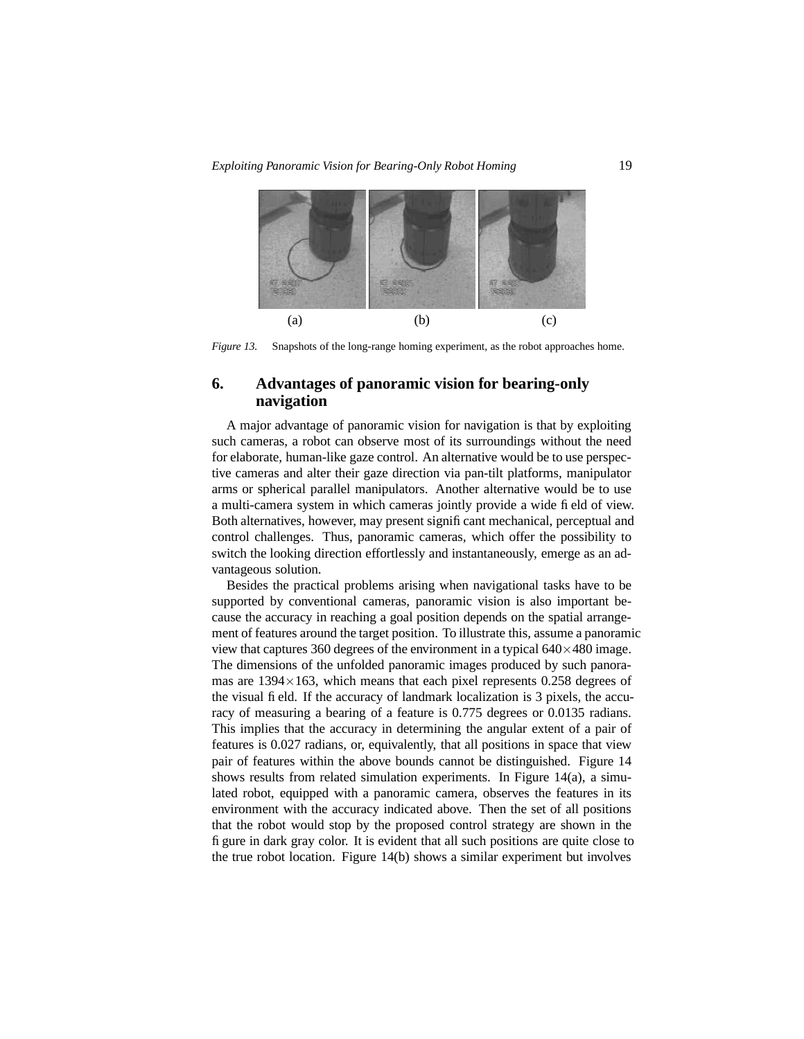(a) (b) (c)

*Figure 13.* Snapshots of the long-range homing experiment, as the robot approaches home.

## 6. Advantages of panoramic vision for bearing-only navigation

A major advantage of panoramic vision for navigation is that by exploiting such cameras, a robot can observe most of its surroundings without the need for elaborate, human-like gaze control. An alternative would be to use perspective cameras and alter their gaze direction via pan-tilt platforms, manipulator arms or spherical parallel manipulators. Another alternative would be to use a multi-camera system in which cameras jointly provide a wide field of view. Both alternatives, however, may present significant mechanical, perceptual and control challenges. Thus, panoramic cameras, which offer the possibility to switch the looking direction effortlessly and instantaneously, emerge as an advantageous solution.

Besides the practical problems arising when navigational tasks have to be supported by conventional cameras, panoramic vision is also important because the accuracy in reaching a goal position depends on the spatial arrangement of features around the target position. To illustrate this, assume a panoramic view that captures 360 degrees of the environment in a typical $640\times480$ image. The dimensions of the unfolded panoramic images produced by such panoramas are $1394\times163$, which means that each pixel represents 0.258 degrees of the visual field. If the accuracy of landmark localization is 3 pixels, the accuracy of measuring a bearing of a feature is 0.775 degrees or 0.0135 radians. This implies that the accuracy in determining the angular extent of a pair of features is 0.027 radians, or, equivalently, that all positions in space that view pair of features within the above bounds cannot be distinguished. Figure 14 shows results from related simulation experiments. In Figure 14(a), a simulated robot, equipped with a panoramic camera, observes the features in its environment with the accuracy indicated above. Then the set of all positions that the robot would stop by the proposed control strategy are shown in the figure in dark gray color. It is evident that all such positions are quite close to the true robot location. Figure 14(b) shows a similar experiment but involves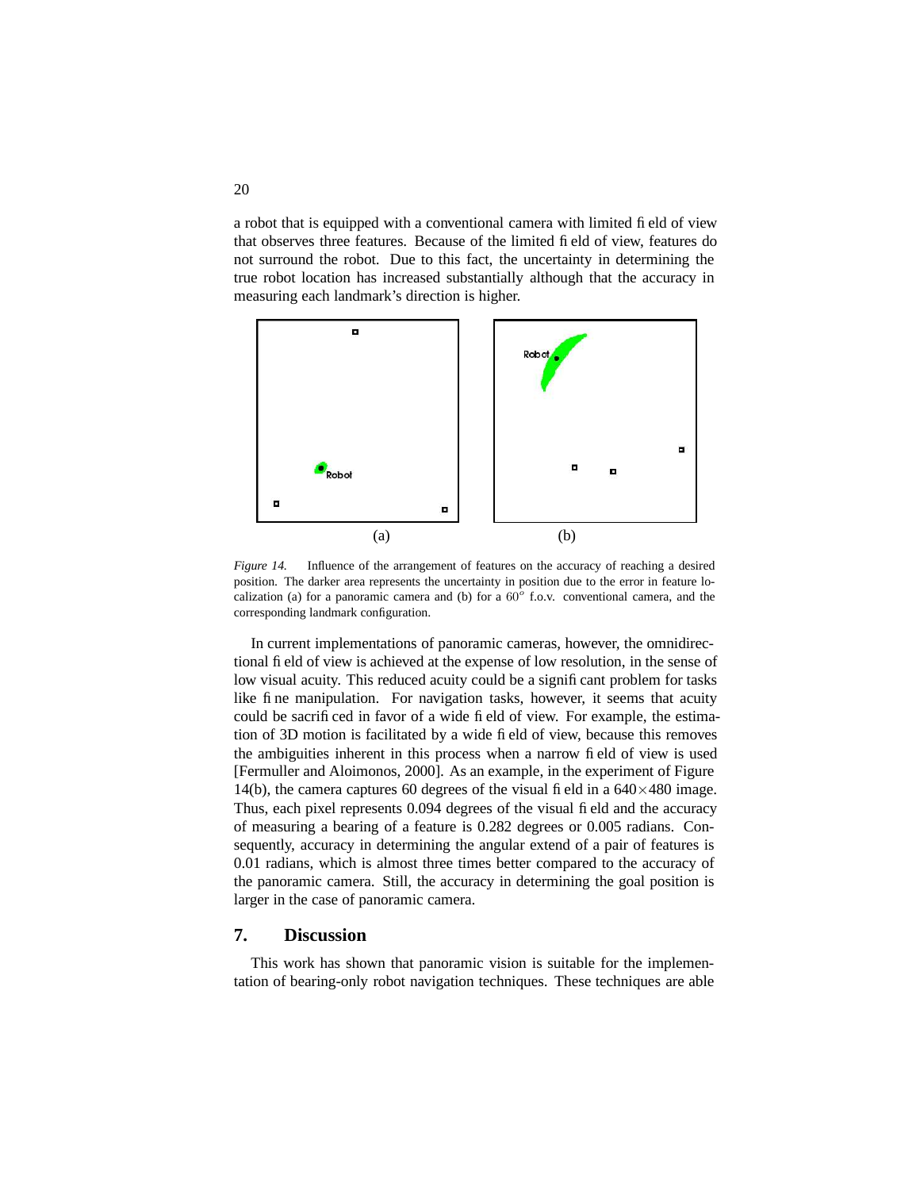a robot that is equipped with a conventional camera with limited field of view that observes three features. Because of the limited field of view, features do not surround the robot. Due to this fact, the uncertainty in determining the true robot location has increased substantially although that the accuracy in measuring each landmark's direction is higher.

*Figure 14.* Influence of the arrangement of features on the accuracy of reaching a desired position. The darker area represents the uncertainty in position due to the error in feature localization (a) for a panoramic camera and (b) for a $60^o$ f.o.v. conventional camera, and the corresponding landmark configuration.

In current implementations of panoramic cameras, however, the omnidirectional field of view is achieved at the expense of low resolution, in the sense of low visual acuity. This reduced acuity could be a significant problem for tasks like fine manipulation. For navigation tasks, however, it seems that acuity could be sacrificed in favor of a wide field of view. For example, the estimation of 3D motion is facilitated by a wide field of view, because this removes the ambiguities inherent in this process when a narrow field of view is used [Fermuller and Aloimonos, 2000]. As an example, in the experiment of Figure 14(b), the camera captures 60 degrees of the visual field in a $640 \times 480$ image. Thus, each pixel represents 0.094 degrees of the visual field and the accuracy of measuring a bearing of a feature is 0.282 degrees or 0.005 radians. Consequently, accuracy in determining the angular extend of a pair of features is 0.01 radians, which is almost three times better compared to the accuracy of the panoramic camera. Still, the accuracy in determining the goal position is larger in the case of panoramic camera.

## 7. Discussion

This work has shown that panoramic vision is suitable for the implementation of bearing-only robot navigation techniques. These techniques are able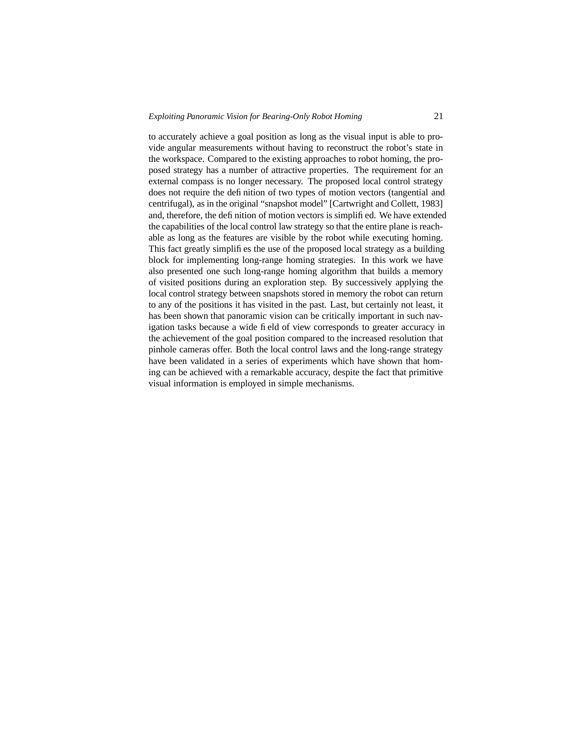to accurately achieve a goal position as long as the visual input is able to provide angular measurements without having to reconstruct the robot's state in the workspace. Compared to the existing approaches to robot homing, the proposed strategy has a number of attractive properties. The requirement for an external compass is no longer necessary. The proposed local control strategy does not require the definition of two types of motion vectors (tangential and centrifugal), as in the original "snapshot model" [Cartwright and Collett, 1983] and, therefore, the definition of motion vectors is simplified. We have extended the capabilities of the local control law strategy so that the entire plane is reachable as long as the features are visible by the robot while executing homing. This fact greatly simplifies the use of the proposed local strategy as a building block for implementing long-range homing strategies. In this work we have also presented one such long-range homing algorithm that builds a memory of visited positions during an exploration step. By successively applying the local control strategy between snapshots stored in memory the robot can return to any of the positions it has visited in the past. Last, but certainly not least, it has been shown that panoramic vision can be critically important in such navigation tasks because a wide field of view corresponds to greater accuracy in the achievement of the goal position compared to the increased resolution that pinhole cameras offer. Both the local control laws and the long-range strategy have been validated in a series of experiments which have shown that homing can be achieved with a remarkable accuracy, despite the fact that primitive visual information is employed in simple mechanisms.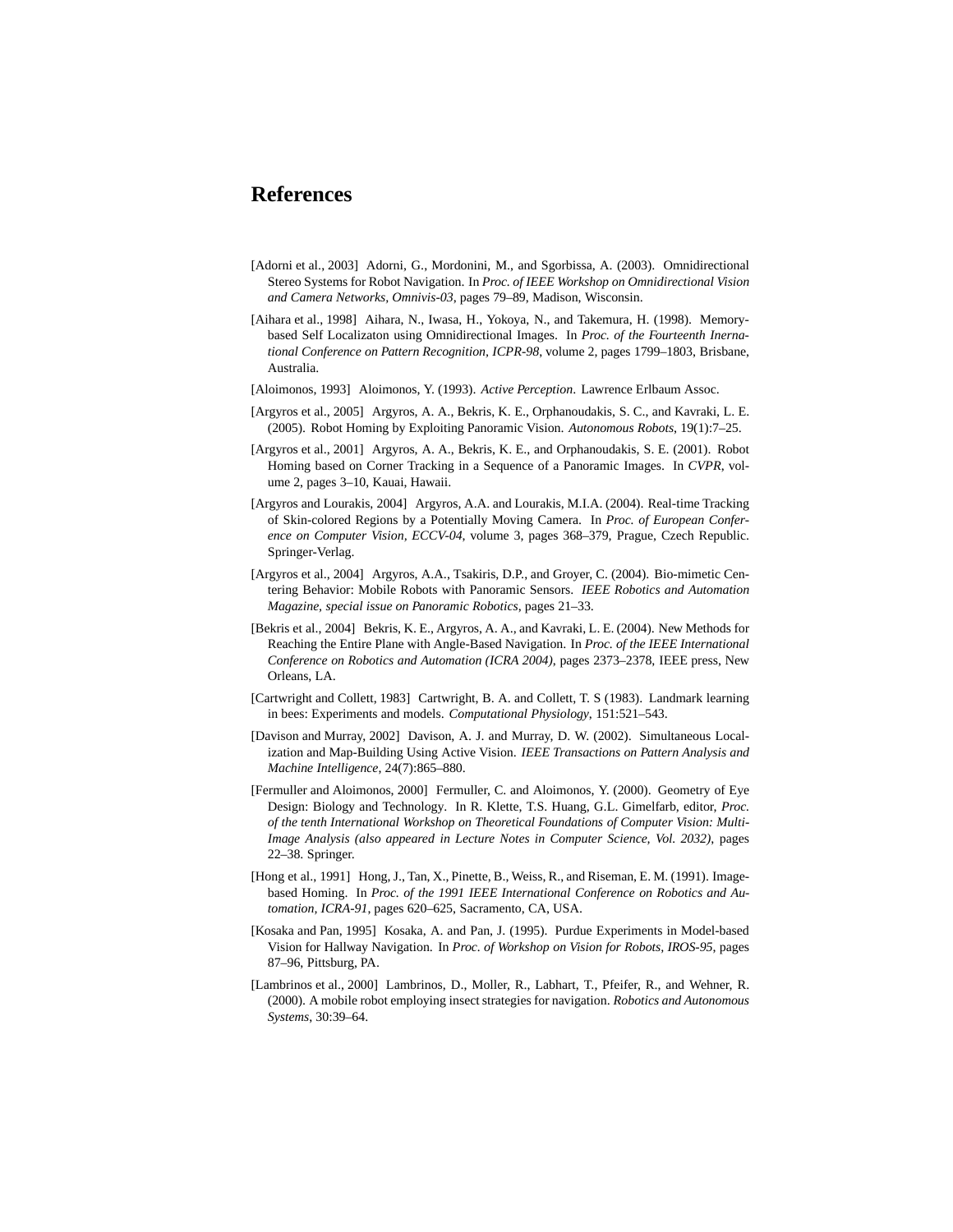# References

[Adorni et al., 2003] Adorni, G., Mordonini, M., and Sgorbissa, A. (2003). Omnidirectional Stereo Systems for Robot Navigation. In *Proc. of IEEE Workshop on Omnidirectional Vision and Camera Networks, Omnivis-03*, pages 79–89, Madison, Wisconsin.

[Aihara et al., 1998] Aihara, N., Iwasa, H., Yokoya, N., and Takemura, H. (1998). Memory-based Self Localizaton using Omnidirectional Images. In *Proc. of the Fourteenth Inernational Conference on Pattern Recognition, ICPR-98*, volume 2, pages 1799–1803, Brisbane, Australia.

[Aloimonos, 1993] Aloimonos, Y. (1993). *Active Perception*. Lawrence Erlbaum Assoc.

[Argyros et al., 2005] Argyros, A. A., Bekris, K. E., Orphanoudakis, S. C., and Kavraki, L. E. (2005). Robot Homing by Exploiting Panoramic Vision. *Autonomous Robots*, 19(1):7–25.

[Argyros et al., 2001] Argyros, A. A., Bekris, K. E., and Orphanoudakis, S. E. (2001). Robot Homing based on Corner Tracking in a Sequence of a Panoramic Images. In *CVPR*, volume 2, pages 3–10, Kauai, Hawaii.

[Argyros and Lourakis, 2004] Argyros, A.A. and Lourakis, M.I.A. (2004). Real-time Tracking of Skin-colored Regions by a Potentially Moving Camera. In *Proc. of European Conference on Computer Vision, ECCV-04*, volume 3, pages 368–379, Prague, Czech Republic. Springer-Verlag.

[Argyros et al., 2004] Argyros, A.A., Tsakiris, D.P., and Groyer, C. (2004). Bio-mimetic Centering Behavior: Mobile Robots with Panoramic Sensors. *IEEE Robotics and Automation Magazine, special issue on Panoramic Robotics*, pages 21–33.

[Bekris et al., 2004] Bekris, K. E., Argyros, A. A., and Kavraki, L. E. (2004). New Methods for Reaching the Entire Plane with Angle-Based Navigation. In *Proc. of the IEEE International Conference on Robotics and Automation (ICRA 2004)*, pages 2373–2378, IEEE press, New Orleans, LA.

[Cartwright and Collett, 1983] Cartwright, B. A. and Collett, T. S (1983). Landmark learning in bees: Experiments and models. *Computational Physiology*, 151:521–543.

[Davison and Murray, 2002] Davison, A. J. and Murray, D. W. (2002). Simultaneous Localization and Map-Building Using Active Vision. *IEEE Transactions on Pattern Analysis and Machine Intelligence*, 24(7):865–880.

[Fermuller and Aloimonos, 2000] Fermuller, C. and Aloimonos, Y. (2000). Geometry of Eye Design: Biology and Technology. In R. Klette, T.S. Huang, G.L. Gimelfarb, editor, *Proc. of the tenth International Workshop on Theoretical Foundations of Computer Vision: Multi-Image Analysis (also appeared in Lecture Notes in Computer Science, Vol. 2032)*, pages 22–38. Springer.

[Hong et al., 1991] Hong, J., Tan, X., Pinette, B., Weiss, R., and Riseman, E. M. (1991). Image-based Homing. In *Proc. of the 1991 IEEE International Conference on Robotics and Automation, ICRA-91*, pages 620–625, Sacramento, CA, USA.

[Kosaka and Pan, 1995] Kosaka, A. and Pan, J. (1995). Purdue Experiments in Model-based Vision for Hallway Navigation. In *Proc. of Workshop on Vision for Robots, IROS-95*, pages 87–96, Pittsburg, PA.

[Lambrinos et al., 2000] Lambrinos, D., Moller, R., Labhart, T., Pfeifer, R., and Wehner, R. (2000). A mobile robot employing insect strategies for navigation. *Robotics and Autonomous Systems*, 30:39–64.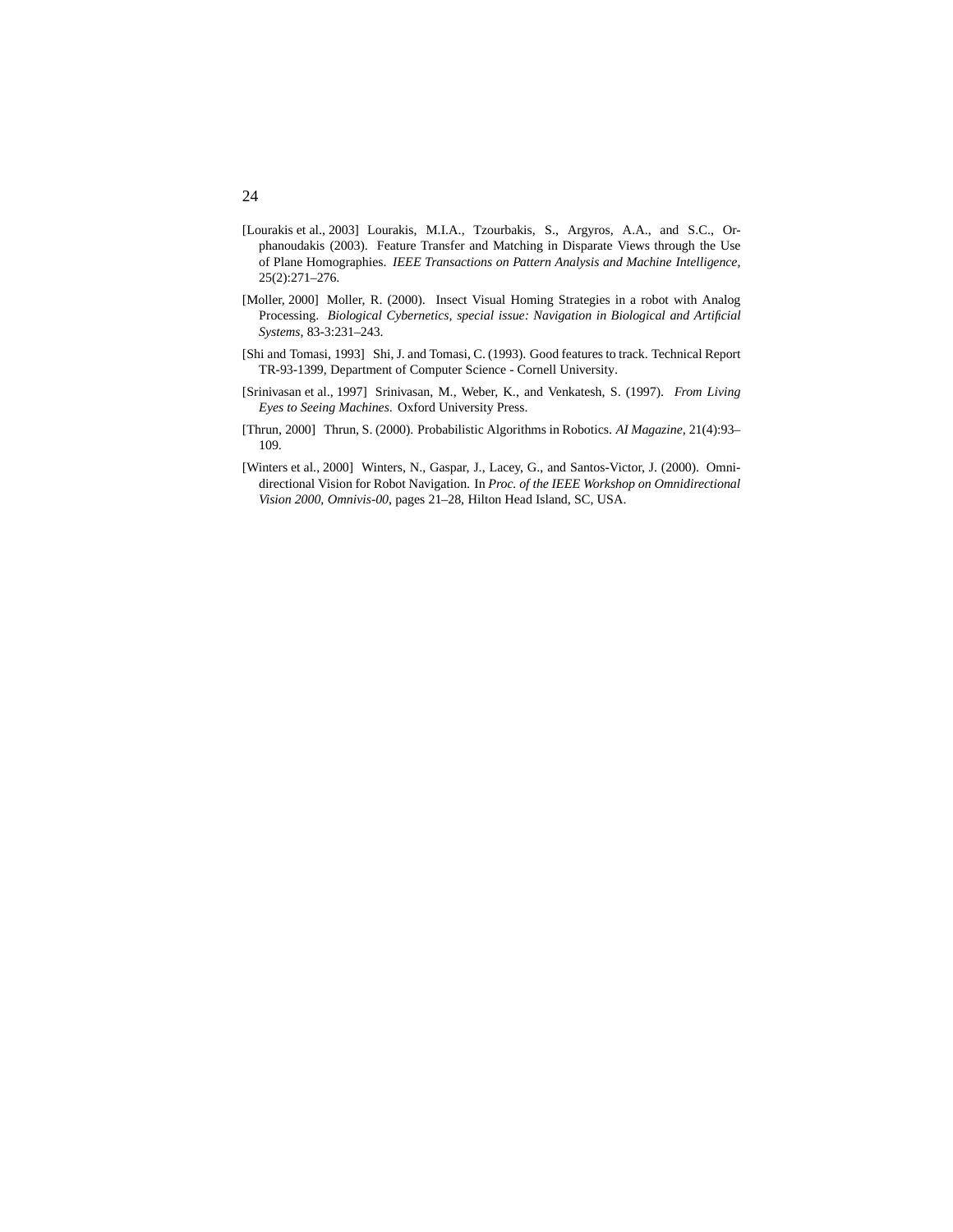[Lourakis et al., 2003] Lourakis, M.I.A., Tzourbakis, S., Argyros, A.A., and S.C., Orphanoudakis (2003). Feature Transfer and Matching in Disparate Views through the Use of Plane Homographies. *IEEE Transactions on Pattern Analysis and Machine Intelligence*, 25(2):271–276.

[Moller, 2000] Moller, R. (2000). Insect Visual Homing Strategies in a robot with Analog Processing. *Biological Cybernetics, special issue: Navigation in Biological and Artificial Systems*, 83-3:231–243.

[Shi and Tomasi, 1993] Shi, J. and Tomasi, C. (1993). Good features to track. Technical Report TR-93-1399, Department of Computer Science - Cornell University.

[Srinivasan et al., 1997] Srinivasan, M., Weber, K., and Venkatesh, S. (1997). *From Living Eyes to Seeing Machines*. Oxford University Press.

[Thrun, 2000] Thrun, S. (2000). Probabilistic Algorithms in Robotics. *AI Magazine*, 21(4):93–109.

[Winters et al., 2000] Winters, N., Gaspar, J., Lacey, G., and Santos-Victor, J. (2000). Omnidirectional Vision for Robot Navigation. In *Proc. of the IEEE Workshop on Omnidirectional Vision 2000, Omnivis-00*, pages 21–28, Hilton Head Island, SC, USA.